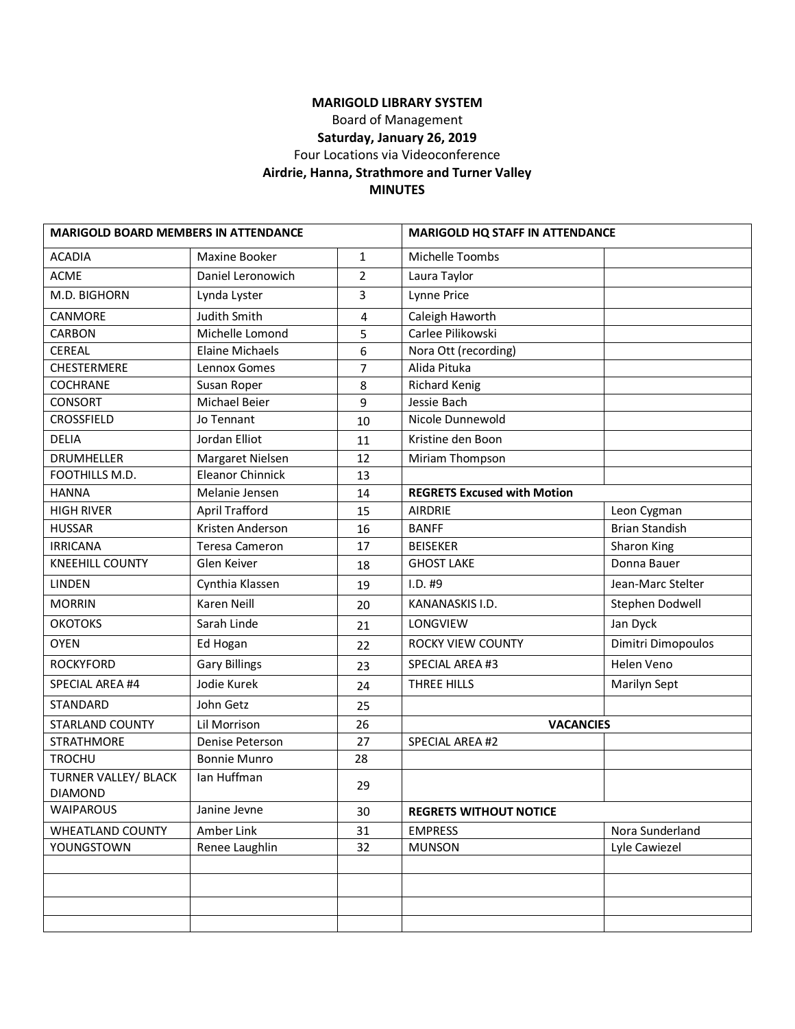**MARIGOLD LIBRARY SYSTEM**
Board of Management
**Saturday, January 26, 2019**
Four Locations via Videoconference
**Airdrie, Hanna, Strathmore and Turner Valley**
**MINUTES**

| **MARIGOLD BOARD MEMBERS IN ATTENDANCE** | | | **MARIGOLD HQ STAFF IN ATTENDANCE** | |
|---|---|---|---|---|
| ACADIA | Maxine Booker | 1 | Michelle Toombs | |
| ACME | Daniel Leronowich | 2 | Laura Taylor | |
| M.D. BIGHORN | Lynda Lyster | 3 | Lynne Price | |
| CANMORE | Judith Smith | 4 | Caleigh Haworth | |
| CARBON | Michelle Lomond | 5 | Carlee Pilikowski | |
| CEREAL | Elaine Michaels | 6 | Nora Ott (recording) | |
| CHESTERMERE | Lennox Gomes | 7 | Alida Pituka | |
| COCHRANE | Susan Roper | 8 | Richard Kenig | |
| CONSORT | Michael Beier | 9 | Jessie Bach | |
| CROSSFIELD | Jo Tennant | 10 | Nicole Dunnewold | |
| DELIA | Jordan Elliot | 11 | Kristine den Boon | |
| DRUMHELLER | Margaret Nielsen | 12 | Miriam Thompson | |
| FOOTHILLS M.D. | Eleanor Chinnick | 13 | | |
| HANNA | Melanie Jensen | 14 | **REGRETS Excused with Motion** | |
| HIGH RIVER | April Trafford | 15 | AIRDRIE | Leon Cygman |
| HUSSAR | Kristen Anderson | 16 | BANFF | Brian Standish |
| IRRICANA | Teresa Cameron | 17 | BEISEKER | Sharon King |
| KNEEHILL COUNTY | Glen Keiver | 18 | GHOST LAKE | Donna Bauer |
| LINDEN | Cynthia Klassen | 19 | I.D. #9 | Jean-Marc Stelter |
| MORRIN | Karen Neill | 20 | KANANASKIS I.D. | Stephen Dodwell |
| OKOTOKS | Sarah Linde | 21 | LONGVIEW | Jan Dyck |
| OYEN | Ed Hogan | 22 | ROCKY VIEW COUNTY | Dimitri Dimopoulos |
| ROCKYFORD | Gary Billings | 23 | SPECIAL AREA #3 | Helen Veno |
| SPECIAL AREA #4 | Jodie Kurek | 24 | THREE HILLS | Marilyn Sept |
| STANDARD | John Getz | 25 | | |
| STARLAND COUNTY | Lil Morrison | 26 | **VACANCIES** | |
| STRATHMORE | Denise Peterson | 27 | SPECIAL AREA #2 | |
| TROCHU | Bonnie Munro | 28 | | |
| TURNER VALLEY/ BLACK DIAMOND | Ian Huffman | 29 | | |
| WAIPAROUS | Janine Jevne | 30 | **REGRETS WITHOUT NOTICE** | |
| WHEATLAND COUNTY | Amber Link | 31 | EMPRESS | Nora Sunderland |
| YOUNGSTOWN | Renee Laughlin | 32 | MUNSON | Lyle Cawiezel |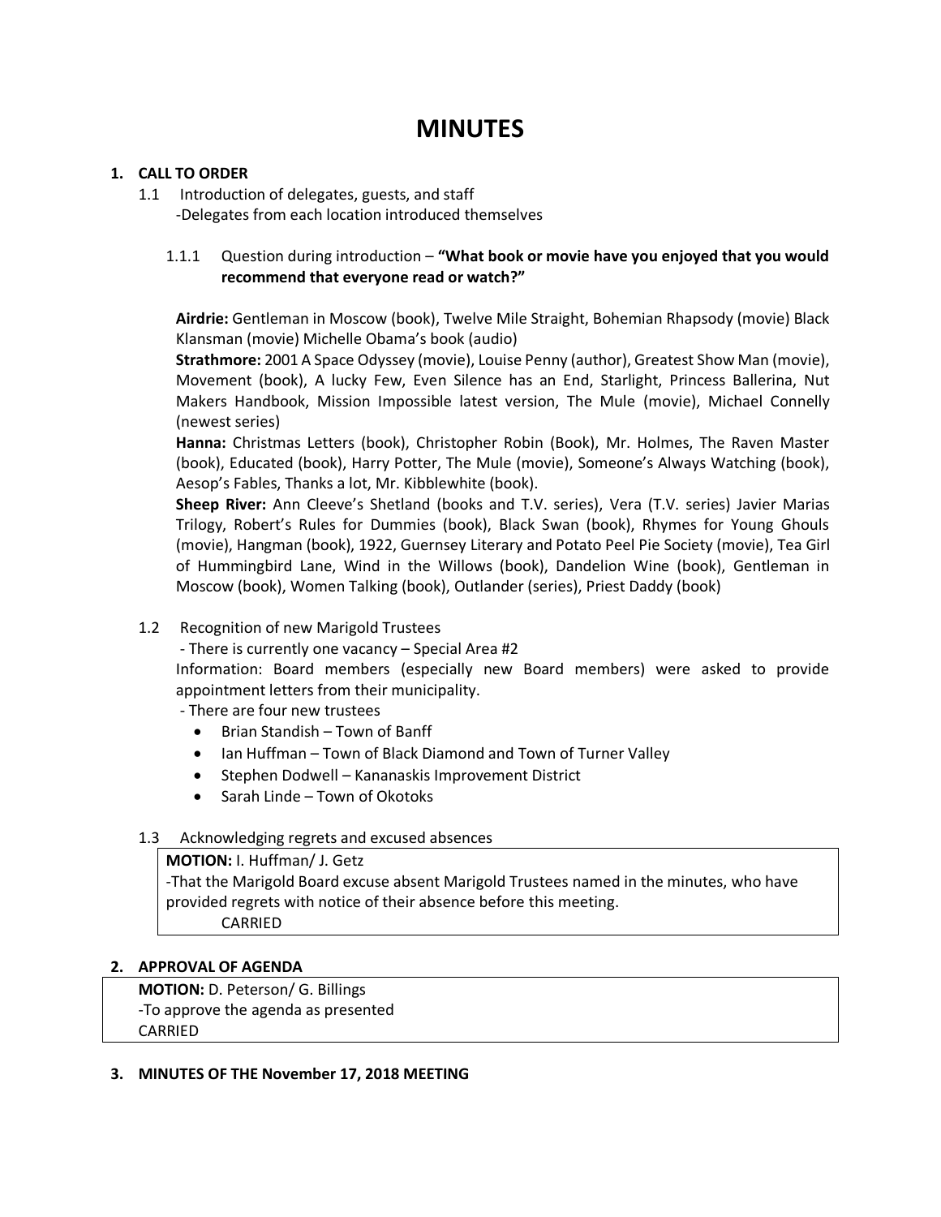# MINUTES

**1. CALL TO ORDER**

1.1 Introduction of delegates, guests, and staff
-Delegates from each location introduced themselves

1.1.1 Question during introduction – **"What book or movie have you enjoyed that you would recommend that everyone read or watch?"**

**Airdrie:** Gentleman in Moscow (book), Twelve Mile Straight, Bohemian Rhapsody (movie) Black Klansman (movie) Michelle Obama's book (audio)

**Strathmore:** 2001 A Space Odyssey (movie), Louise Penny (author), Greatest Show Man (movie), Movement (book), A lucky Few, Even Silence has an End, Starlight, Princess Ballerina, Nut Makers Handbook, Mission Impossible latest version, The Mule (movie), Michael Connelly (newest series)

**Hanna:** Christmas Letters (book), Christopher Robin (Book), Mr. Holmes, The Raven Master (book), Educated (book), Harry Potter, The Mule (movie), Someone's Always Watching (book), Aesop's Fables, Thanks a lot, Mr. Kibblewhite (book).

**Sheep River:** Ann Cleeve's Shetland (books and T.V. series), Vera (T.V. series) Javier Marias Trilogy, Robert's Rules for Dummies (book), Black Swan (book), Rhymes for Young Ghouls (movie), Hangman (book), 1922, Guernsey Literary and Potato Peel Pie Society (movie), Tea Girl of Hummingbird Lane, Wind in the Willows (book), Dandelion Wine (book), Gentleman in Moscow (book), Women Talking (book), Outlander (series), Priest Daddy (book)

1.2 Recognition of new Marigold Trustees
- There is currently one vacancy – Special Area #2
Information: Board members (especially new Board members) were asked to provide appointment letters from their municipality.
- There are four new trustees
  - Brian Standish – Town of Banff
  - Ian Huffman – Town of Black Diamond and Town of Turner Valley
  - Stephen Dodwell – Kananaskis Improvement District
  - Sarah Linde – Town of Okotoks

1.3 Acknowledging regrets and excused absences

**MOTION:** I. Huffman/ J. Getz
-That the Marigold Board excuse absent Marigold Trustees named in the minutes, who have provided regrets with notice of their absence before this meeting.
CARRIED

**2. APPROVAL OF AGENDA**

**MOTION:** D. Peterson/ G. Billings
-To approve the agenda as presented
CARRIED

**3. MINUTES OF THE November 17, 2018 MEETING**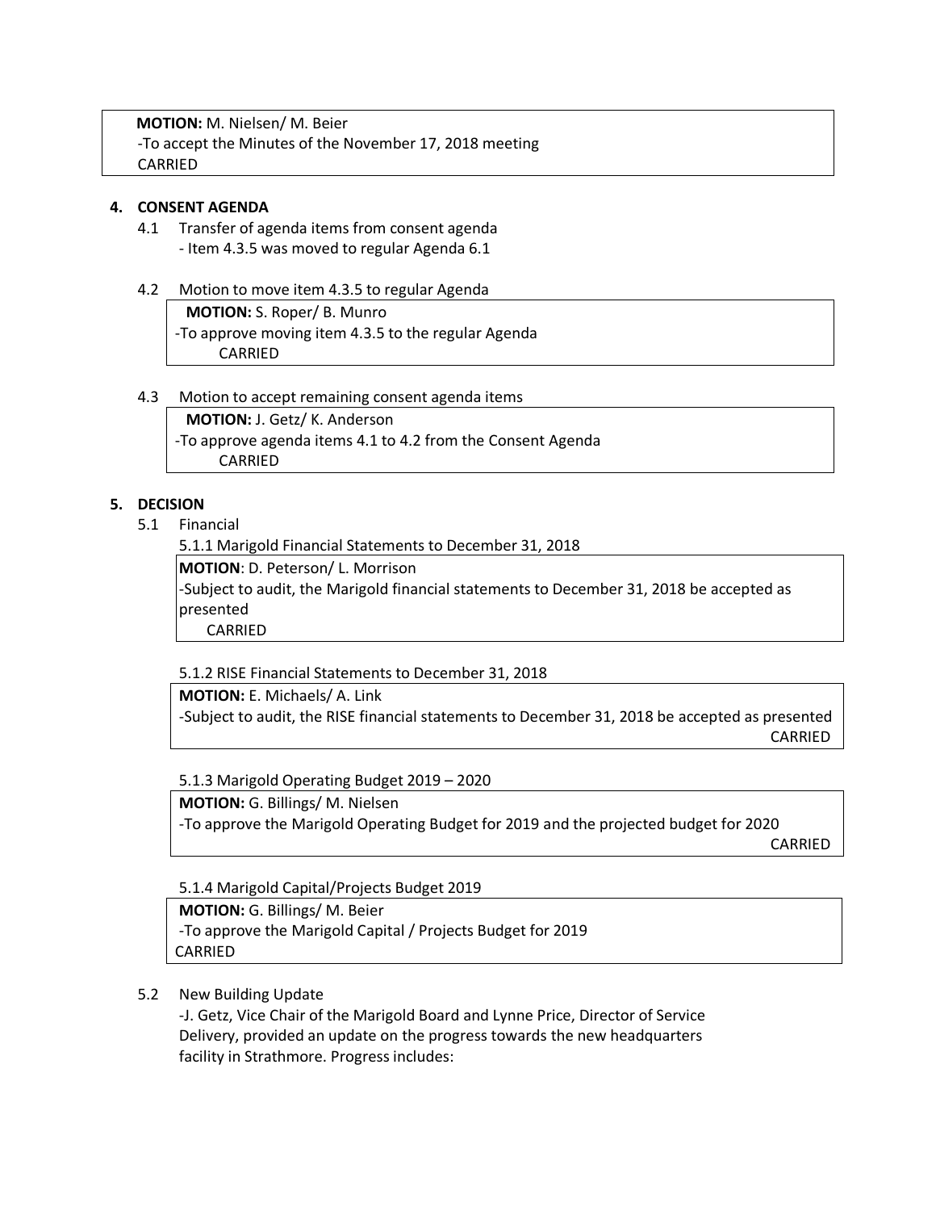**MOTION:** M. Nielsen/ M. Beier
-To accept the Minutes of the November 17, 2018 meeting
CARRIED

**4. CONSENT AGENDA**

4.1 Transfer of agenda items from consent agenda
- Item 4.3.5 was moved to regular Agenda 6.1

4.2 Motion to move item 4.3.5 to regular Agenda

**MOTION:** S. Roper/ B. Munro
-To approve moving item 4.3.5 to the regular Agenda
CARRIED

4.3 Motion to accept remaining consent agenda items

**MOTION:** J. Getz/ K. Anderson
-To approve agenda items 4.1 to 4.2 from the Consent Agenda
CARRIED

**5. DECISION**

5.1 Financial

5.1.1 Marigold Financial Statements to December 31, 2018

**MOTION**: D. Peterson/ L. Morrison
-Subject to audit, the Marigold financial statements to December 31, 2018 be accepted as presented
CARRIED

5.1.2 RISE Financial Statements to December 31, 2018

**MOTION:** E. Michaels/ A. Link
-Subject to audit, the RISE financial statements to December 31, 2018 be accepted as presented
CARRIED

5.1.3 Marigold Operating Budget 2019 – 2020

**MOTION:** G. Billings/ M. Nielsen
-To approve the Marigold Operating Budget for 2019 and the projected budget for 2020
CARRIED

5.1.4 Marigold Capital/Projects Budget 2019

**MOTION:** G. Billings/ M. Beier
-To approve the Marigold Capital / Projects Budget for 2019
CARRIED

5.2 New Building Update
-J. Getz, Vice Chair of the Marigold Board and Lynne Price, Director of Service Delivery, provided an update on the progress towards the new headquarters facility in Strathmore. Progress includes: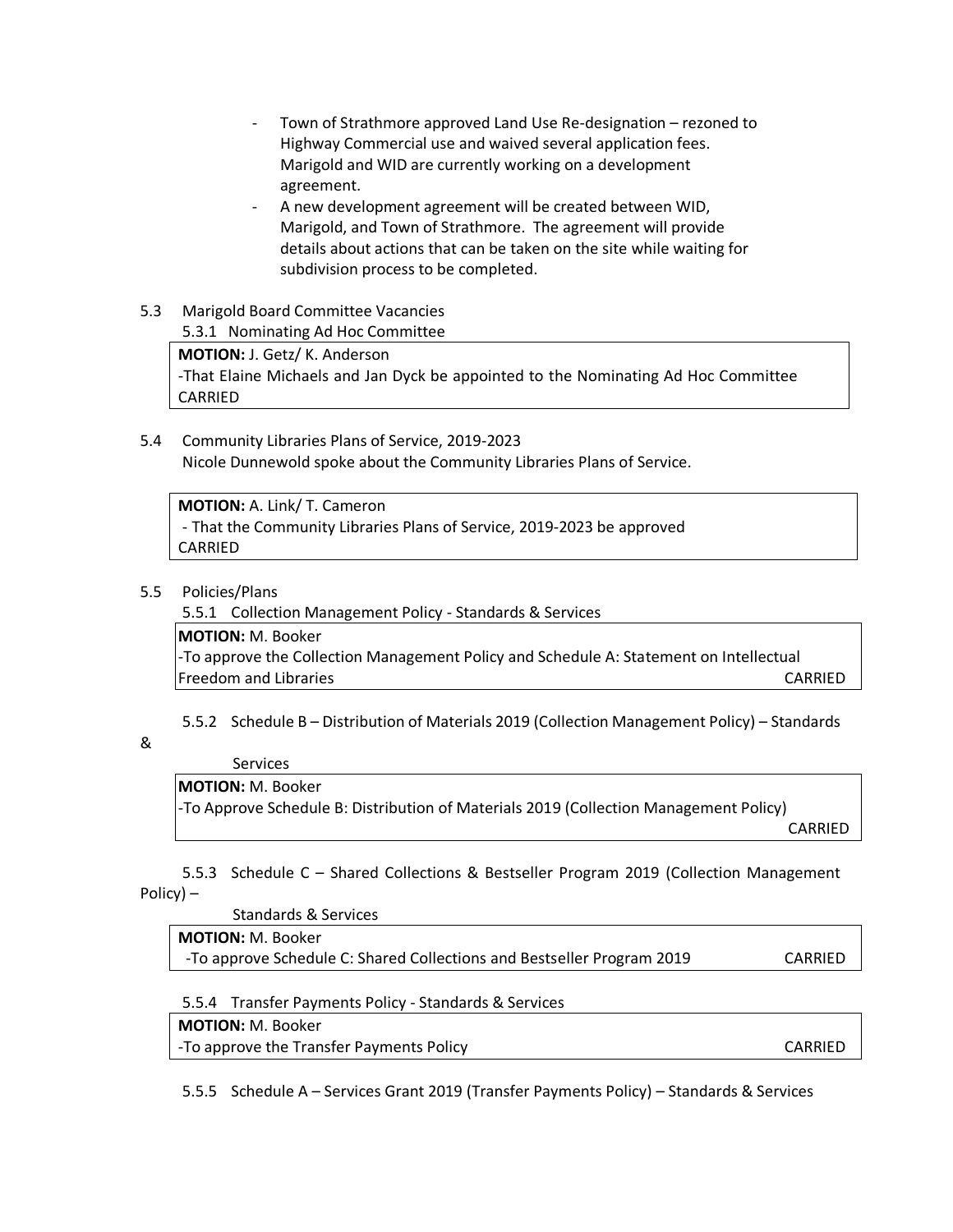- Town of Strathmore approved Land Use Re-designation – rezoned to Highway Commercial use and waived several application fees. Marigold and WID are currently working on a development agreement.
- A new development agreement will be created between WID, Marigold, and Town of Strathmore. The agreement will provide details about actions that can be taken on the site while waiting for subdivision process to be completed.

5.3 Marigold Board Committee Vacancies

5.3.1 Nominating Ad Hoc Committee

> **MOTION:** J. Getz/ K. Anderson
> -That Elaine Michaels and Jan Dyck be appointed to the Nominating Ad Hoc Committee
> CARRIED

5.4 Community Libraries Plans of Service, 2019-2023

Nicole Dunnewold spoke about the Community Libraries Plans of Service.

> **MOTION:** A. Link/ T. Cameron
> - That the Community Libraries Plans of Service, 2019-2023 be approved
> CARRIED

5.5 Policies/Plans

5.5.1 Collection Management Policy - Standards & Services

> **MOTION:** M. Booker
> -To approve the Collection Management Policy and Schedule A: Statement on Intellectual Freedom and Libraries CARRIED

5.5.2 Schedule B – Distribution of Materials 2019 (Collection Management Policy) – Standards & Services

> **MOTION:** M. Booker
> -To Approve Schedule B: Distribution of Materials 2019 (Collection Management Policy)
> CARRIED

5.5.3 Schedule C – Shared Collections & Bestseller Program 2019 (Collection Management Policy) – Standards & Services

> **MOTION:** M. Booker
> -To approve Schedule C: Shared Collections and Bestseller Program 2019 CARRIED

5.5.4 Transfer Payments Policy - Standards & Services

> **MOTION:** M. Booker
> -To approve the Transfer Payments Policy CARRIED

5.5.5 Schedule A – Services Grant 2019 (Transfer Payments Policy) – Standards & Services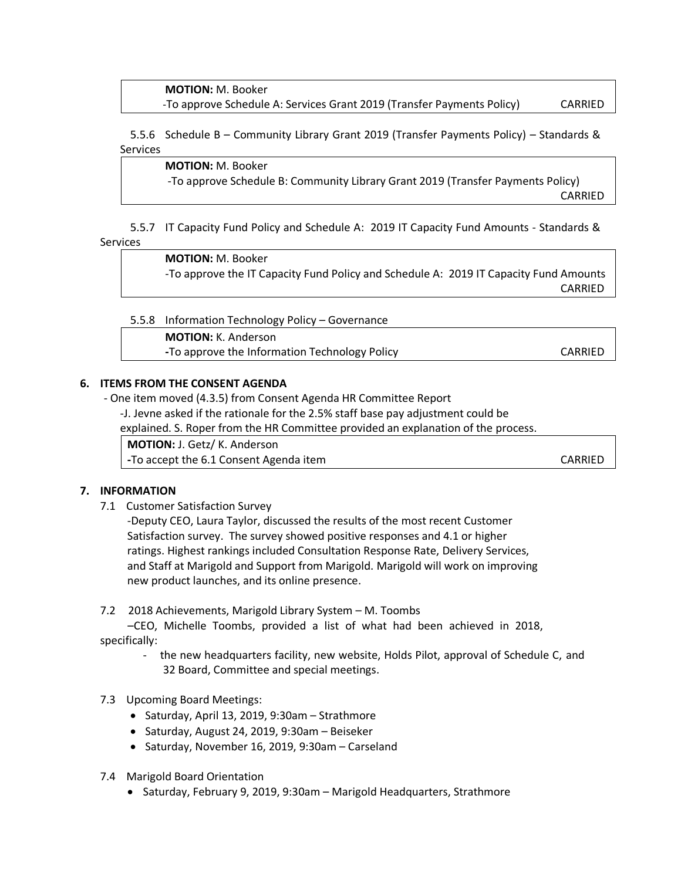**MOTION:** M. Booker
-To approve Schedule A: Services Grant 2019 (Transfer Payments Policy) CARRIED

5.5.6 Schedule B – Community Library Grant 2019 (Transfer Payments Policy) – Standards & Services

**MOTION:** M. Booker
-To approve Schedule B: Community Library Grant 2019 (Transfer Payments Policy)
CARRIED

5.5.7 IT Capacity Fund Policy and Schedule A: 2019 IT Capacity Fund Amounts - Standards & Services

**MOTION:** M. Booker
-To approve the IT Capacity Fund Policy and Schedule A: 2019 IT Capacity Fund Amounts
CARRIED

5.5.8 Information Technology Policy – Governance

**MOTION:** K. Anderson
**-**To approve the Information Technology Policy CARRIED

## 6. ITEMS FROM THE CONSENT AGENDA

- One item moved (4.3.5) from Consent Agenda HR Committee Report
  -J. Jevne asked if the rationale for the 2.5% staff base pay adjustment could be explained. S. Roper from the HR Committee provided an explanation of the process.

**MOTION:** J. Getz/ K. Anderson
**-**To accept the 6.1 Consent Agenda item CARRIED

## 7. INFORMATION

7.1 Customer Satisfaction Survey
-Deputy CEO, Laura Taylor, discussed the results of the most recent Customer Satisfaction survey. The survey showed positive responses and 4.1 or higher ratings. Highest rankings included Consultation Response Rate, Delivery Services, and Staff at Marigold and Support from Marigold. Marigold will work on improving new product launches, and its online presence.

7.2 2018 Achievements, Marigold Library System – M. Toombs
–CEO, Michelle Toombs, provided a list of what had been achieved in 2018, specifically:

- the new headquarters facility, new website, Holds Pilot, approval of Schedule C, and 32 Board, Committee and special meetings.

7.3 Upcoming Board Meetings:

- Saturday, April 13, 2019, 9:30am – Strathmore
- Saturday, August 24, 2019, 9:30am – Beiseker
- Saturday, November 16, 2019, 9:30am – Carseland

7.4 Marigold Board Orientation

- Saturday, February 9, 2019, 9:30am – Marigold Headquarters, Strathmore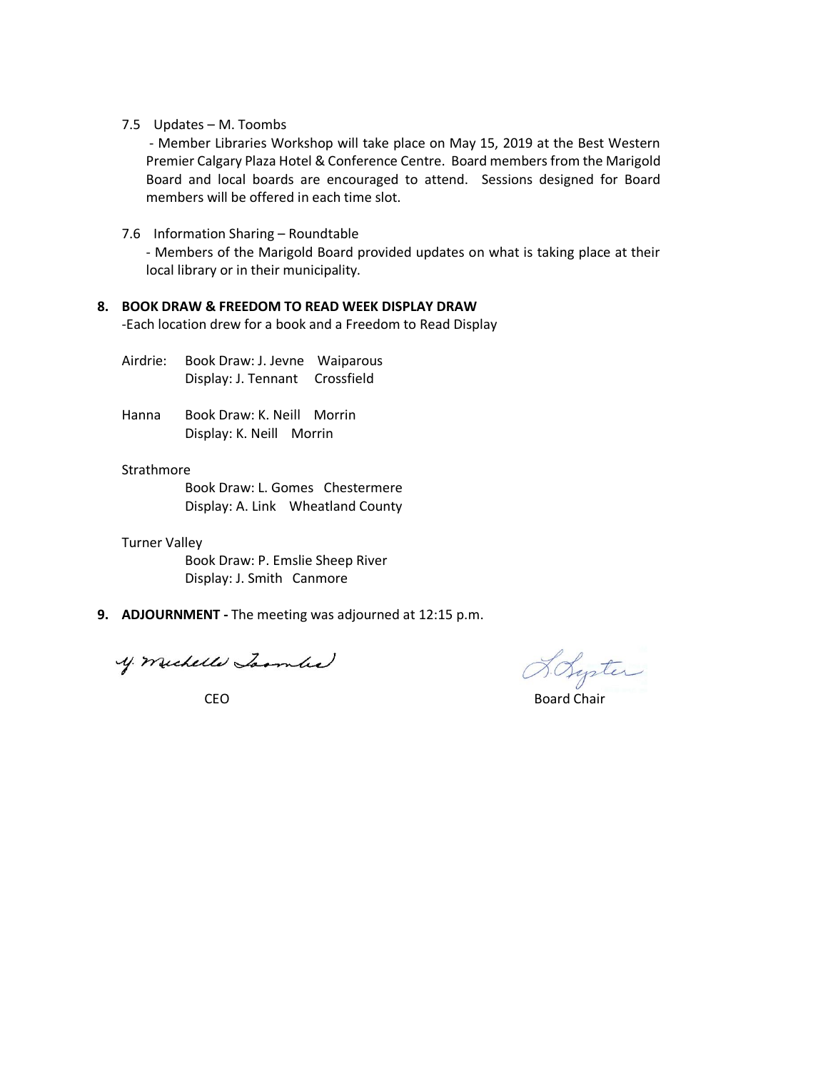7.5 Updates – M. Toombs

- Member Libraries Workshop will take place on May 15, 2019 at the Best Western Premier Calgary Plaza Hotel & Conference Centre. Board members from the Marigold Board and local boards are encouraged to attend. Sessions designed for Board members will be offered in each time slot.

7.6 Information Sharing – Roundtable

- Members of the Marigold Board provided updates on what is taking place at their local library or in their municipality.

**8. BOOK DRAW & FREEDOM TO READ WEEK DISPLAY DRAW**

-Each location drew for a book and a Freedom to Read Display

Airdrie: Book Draw: J. Jevne Waiparous
Display: J. Tennant Crossfield

Hanna Book Draw: K. Neill Morrin
Display: K. Neill Morrin

Strathmore
Book Draw: L. Gomes Chestermere
Display: A. Link Wheatland County

Turner Valley
Book Draw: P. Emslie Sheep River
Display: J. Smith Canmore

**9. ADJOURNMENT -** The meeting was adjourned at 12:15 p.m.

Y. Michelle Toombs

CEO

L. Lyster

Board Chair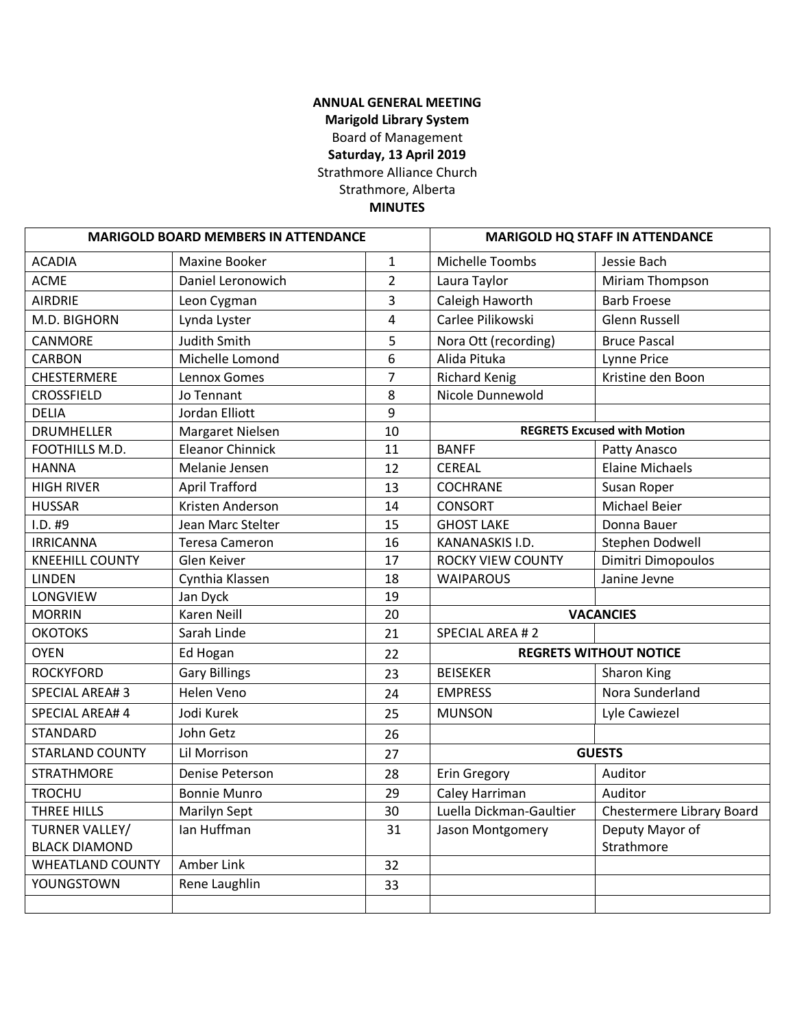**ANNUAL GENERAL MEETING**
**Marigold Library System**
Board of Management
**Saturday, 13 April 2019**
Strathmore Alliance Church
Strathmore, Alberta
**MINUTES**

| MARIGOLD BOARD MEMBERS IN ATTENDANCE | | | MARIGOLD HQ STAFF IN ATTENDANCE | |
|---|---|---|---|---|
| ACADIA | Maxine Booker | 1 | Michelle Toombs | Jessie Bach |
| ACME | Daniel Leronowich | 2 | Laura Taylor | Miriam Thompson |
| AIRDRIE | Leon Cygman | 3 | Caleigh Haworth | Barb Froese |
| M.D. BIGHORN | Lynda Lyster | 4 | Carlee Pilikowski | Glenn Russell |
| CANMORE | Judith Smith | 5 | Nora Ott (recording) | Bruce Pascal |
| CARBON | Michelle Lomond | 6 | Alida Pituka | Lynne Price |
| CHESTERMERE | Lennox Gomes | 7 | Richard Kenig | Kristine den Boon |
| CROSSFIELD | Jo Tennant | 8 | Nicole Dunnewold | |
| DELIA | Jordan Elliott | 9 | | |
| DRUMHELLER | Margaret Nielsen | 10 | **REGRETS Excused with Motion** | |
| FOOTHILLS M.D. | Eleanor Chinnick | 11 | BANFF | Patty Anasco |
| HANNA | Melanie Jensen | 12 | CEREAL | Elaine Michaels |
| HIGH RIVER | April Trafford | 13 | COCHRANE | Susan Roper |
| HUSSAR | Kristen Anderson | 14 | CONSORT | Michael Beier |
| I.D. #9 | Jean Marc Stelter | 15 | GHOST LAKE | Donna Bauer |
| IRRICANNA | Teresa Cameron | 16 | KANANASKIS I.D. | Stephen Dodwell |
| KNEEHILL COUNTY | Glen Keiver | 17 | ROCKY VIEW COUNTY | Dimitri Dimopoulos |
| LINDEN | Cynthia Klassen | 18 | WAIPAROUS | Janine Jevne |
| LONGVIEW | Jan Dyck | 19 | | |
| MORRIN | Karen Neill | 20 | **VACANCIES** | |
| OKOTOKS | Sarah Linde | 21 | SPECIAL AREA # 2 | |
| OYEN | Ed Hogan | 22 | **REGRETS WITHOUT NOTICE** | |
| ROCKYFORD | Gary Billings | 23 | BEISEKER | Sharon King |
| SPECIAL AREA# 3 | Helen Veno | 24 | EMPRESS | Nora Sunderland |
| SPECIAL AREA# 4 | Jodi Kurek | 25 | MUNSON | Lyle Cawiezel |
| STANDARD | John Getz | 26 | | |
| STARLAND COUNTY | Lil Morrison | 27 | **GUESTS** | |
| STRATHMORE | Denise Peterson | 28 | Erin Gregory | Auditor |
| TROCHU | Bonnie Munro | 29 | Caley Harriman | Auditor |
| THREE HILLS | Marilyn Sept | 30 | Luella Dickman-Gaultier | Chestermere Library Board |
| TURNER VALLEY/ BLACK DIAMOND | Ian Huffman | 31 | Jason Montgomery | Deputy Mayor of Strathmore |
| WHEATLAND COUNTY | Amber Link | 32 | | |
| YOUNGSTOWN | Rene Laughlin | 33 | | |
| | | | | |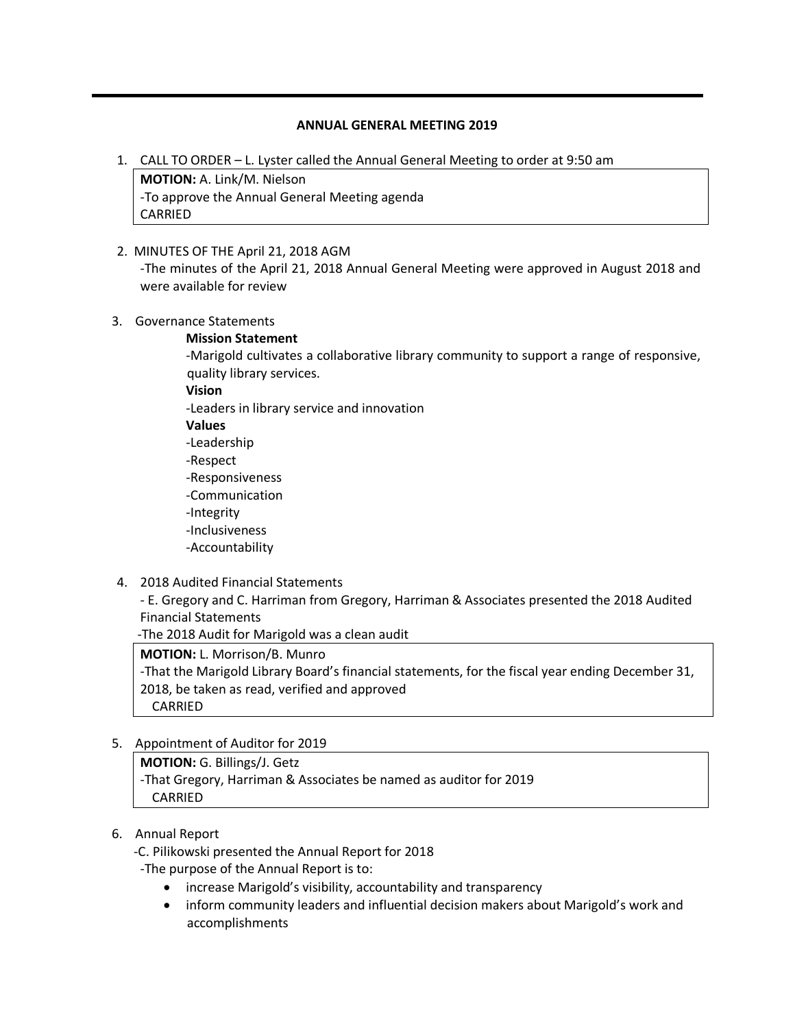## ANNUAL GENERAL MEETING 2019

1. CALL TO ORDER – L. Lyster called the Annual General Meeting to order at 9:50 am

   **MOTION:** A. Link/M. Nielson
   -To approve the Annual General Meeting agenda
   CARRIED

2. MINUTES OF THE April 21, 2018 AGM
   -The minutes of the April 21, 2018 Annual General Meeting were approved in August 2018 and were available for review

3. Governance Statements

   **Mission Statement**
   -Marigold cultivates a collaborative library community to support a range of responsive, quality library services.
   **Vision**
   -Leaders in library service and innovation
   **Values**
   -Leadership
   -Respect
   -Responsiveness
   -Communication
   -Integrity
   -Inclusiveness
   -Accountability

4. 2018 Audited Financial Statements
   - E. Gregory and C. Harriman from Gregory, Harriman & Associates presented the 2018 Audited Financial Statements
   -The 2018 Audit for Marigold was a clean audit

   **MOTION:** L. Morrison/B. Munro
   -That the Marigold Library Board's financial statements, for the fiscal year ending December 31, 2018, be taken as read, verified and approved
   CARRIED

5. Appointment of Auditor for 2019

   **MOTION:** G. Billings/J. Getz
   -That Gregory, Harriman & Associates be named as auditor for 2019
   CARRIED

6. Annual Report
   -C. Pilikowski presented the Annual Report for 2018
   -The purpose of the Annual Report is to:
   - increase Marigold's visibility, accountability and transparency
   - inform community leaders and influential decision makers about Marigold's work and accomplishments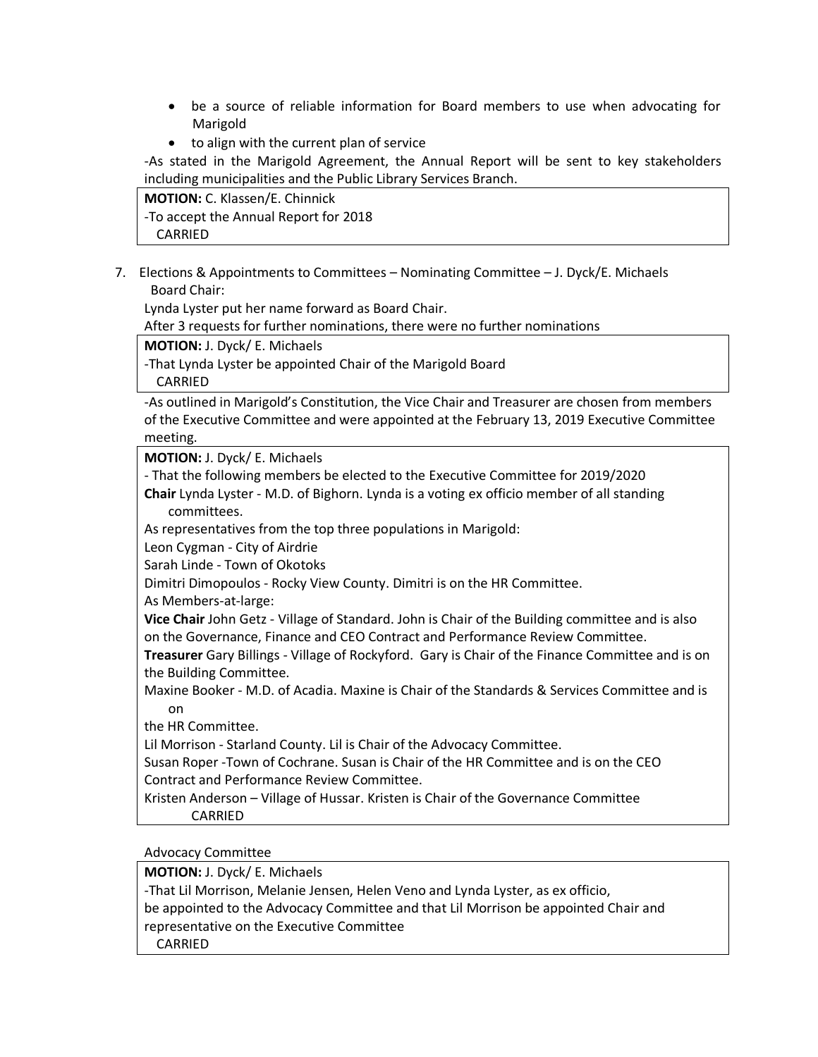- be a source of reliable information for Board members to use when advocating for Marigold
- to align with the current plan of service

-As stated in the Marigold Agreement, the Annual Report will be sent to key stakeholders including municipalities and the Public Library Services Branch.

**MOTION:** C. Klassen/E. Chinnick
-To accept the Annual Report for 2018
CARRIED

7. Elections & Appointments to Committees – Nominating Committee – J. Dyck/E. Michaels
Board Chair:

Lynda Lyster put her name forward as Board Chair.
After 3 requests for further nominations, there were no further nominations

**MOTION:** J. Dyck/ E. Michaels
-That Lynda Lyster be appointed Chair of the Marigold Board
CARRIED

-As outlined in Marigold's Constitution, the Vice Chair and Treasurer are chosen from members of the Executive Committee and were appointed at the February 13, 2019 Executive Committee meeting.

**MOTION:** J. Dyck/ E. Michaels
- That the following members be elected to the Executive Committee for 2019/2020
**Chair** Lynda Lyster - M.D. of Bighorn. Lynda is a voting ex officio member of all standing committees.
As representatives from the top three populations in Marigold:
Leon Cygman - City of Airdrie
Sarah Linde - Town of Okotoks
Dimitri Dimopoulos - Rocky View County. Dimitri is on the HR Committee.
As Members-at-large:
**Vice Chair** John Getz - Village of Standard. John is Chair of the Building committee and is also on the Governance, Finance and CEO Contract and Performance Review Committee.
**Treasurer** Gary Billings - Village of Rockyford. Gary is Chair of the Finance Committee and is on the Building Committee.
Maxine Booker - M.D. of Acadia. Maxine is Chair of the Standards & Services Committee and is on
the HR Committee.
Lil Morrison - Starland County. Lil is Chair of the Advocacy Committee.
Susan Roper -Town of Cochrane. Susan is Chair of the HR Committee and is on the CEO Contract and Performance Review Committee.
Kristen Anderson – Village of Hussar. Kristen is Chair of the Governance Committee
CARRIED

Advocacy Committee

**MOTION:** J. Dyck/ E. Michaels
-That Lil Morrison, Melanie Jensen, Helen Veno and Lynda Lyster, as ex officio,
be appointed to the Advocacy Committee and that Lil Morrison be appointed Chair and representative on the Executive Committee
CARRIED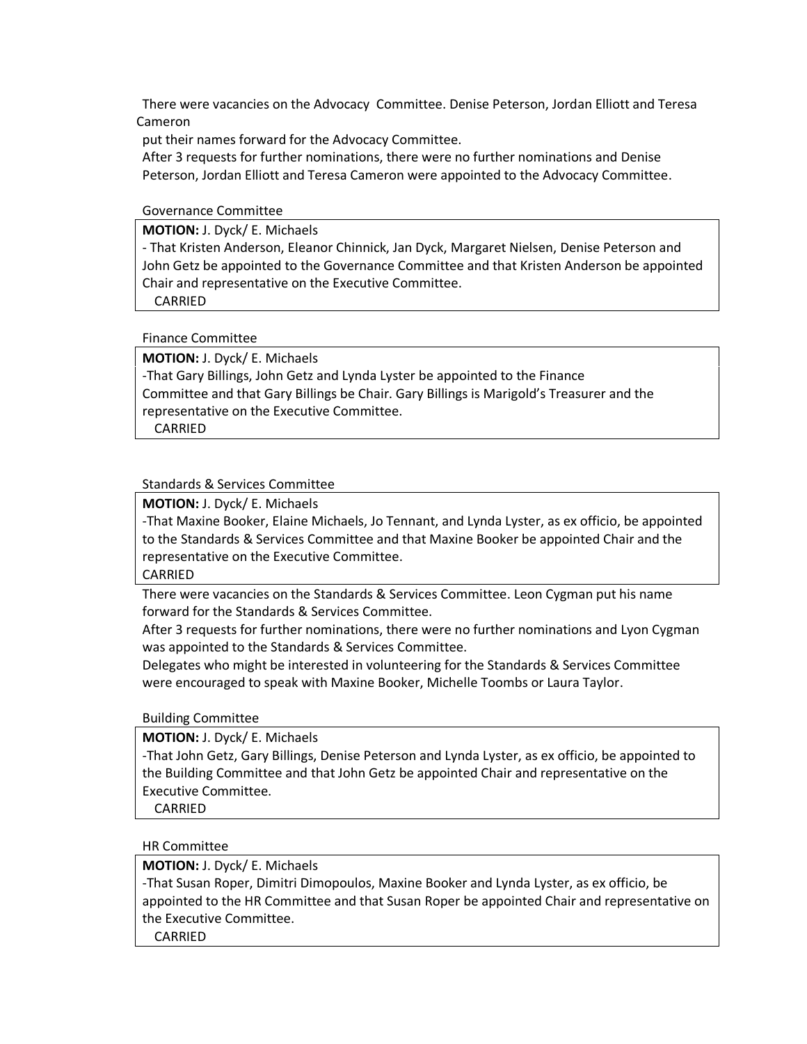There were vacancies on the Advocacy Committee. Denise Peterson, Jordan Elliott and Teresa Cameron put their names forward for the Advocacy Committee.

After 3 requests for further nominations, there were no further nominations and Denise Peterson, Jordan Elliott and Teresa Cameron were appointed to the Advocacy Committee.

Governance Committee

**MOTION:** J. Dyck/ E. Michaels

- That Kristen Anderson, Eleanor Chinnick, Jan Dyck, Margaret Nielsen, Denise Peterson and John Getz be appointed to the Governance Committee and that Kristen Anderson be appointed Chair and representative on the Executive Committee.

CARRIED

Finance Committee

**MOTION:** J. Dyck/ E. Michaels

-That Gary Billings, John Getz and Lynda Lyster be appointed to the Finance Committee and that Gary Billings be Chair. Gary Billings is Marigold's Treasurer and the representative on the Executive Committee.

CARRIED

Standards & Services Committee

**MOTION:** J. Dyck/ E. Michaels

-That Maxine Booker, Elaine Michaels, Jo Tennant, and Lynda Lyster, as ex officio, be appointed to the Standards & Services Committee and that Maxine Booker be appointed Chair and the representative on the Executive Committee.

CARRIED

There were vacancies on the Standards & Services Committee. Leon Cygman put his name forward for the Standards & Services Committee.

After 3 requests for further nominations, there were no further nominations and Lyon Cygman was appointed to the Standards & Services Committee.

Delegates who might be interested in volunteering for the Standards & Services Committee were encouraged to speak with Maxine Booker, Michelle Toombs or Laura Taylor.

Building Committee

**MOTION:** J. Dyck/ E. Michaels

-That John Getz, Gary Billings, Denise Peterson and Lynda Lyster, as ex officio, be appointed to the Building Committee and that John Getz be appointed Chair and representative on the Executive Committee.

CARRIED

HR Committee

**MOTION:** J. Dyck/ E. Michaels

-That Susan Roper, Dimitri Dimopoulos, Maxine Booker and Lynda Lyster, as ex officio, be appointed to the HR Committee and that Susan Roper be appointed Chair and representative on the Executive Committee.

CARRIED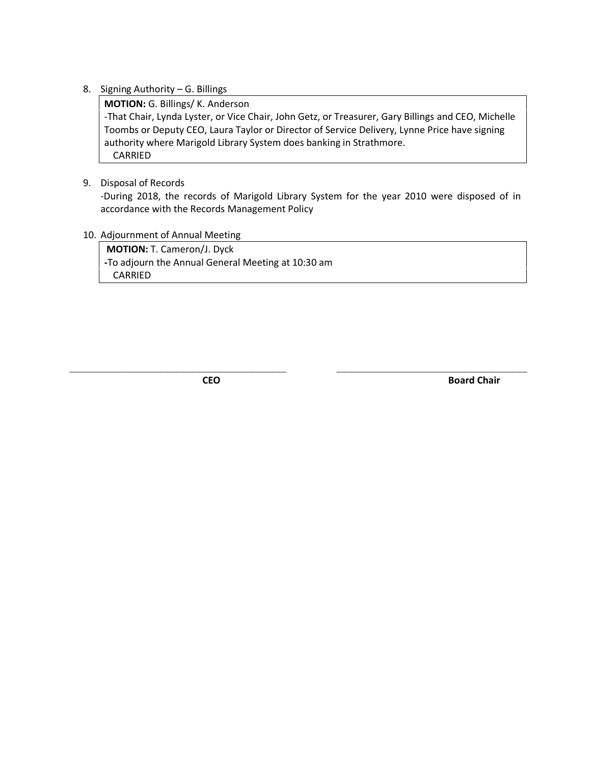8. Signing Authority – G. Billings

> **MOTION:** G. Billings/ K. Anderson
> -That Chair, Lynda Lyster, or Vice Chair, John Getz, or Treasurer, Gary Billings and CEO, Michelle Toombs or Deputy CEO, Laura Taylor or Director of Service Delivery, Lynne Price have signing authority where Marigold Library System does banking in Strathmore.
> CARRIED

9. Disposal of Records

   -During 2018, the records of Marigold Library System for the year 2010 were disposed of in accordance with the Records Management Policy

10. Adjournment of Annual Meeting

> **MOTION:** T. Cameron/J. Dyck
> **-**To adjourn the Annual General Meeting at 10:30 am
> CARRIED

\_\_\_\_\_\_\_\_\_\_\_\_\_\_\_\_\_\_\_\_\_\_\_\_\_\_\_\_\_\_\_\_\_\_\_\_\_\_\_\_
**CEO**

\_\_\_\_\_\_\_\_\_\_\_\_\_\_\_\_\_\_\_\_\_\_\_\_\_\_\_\_\_\_\_\_\_\_\_\_\_\_\_\_
**Board Chair**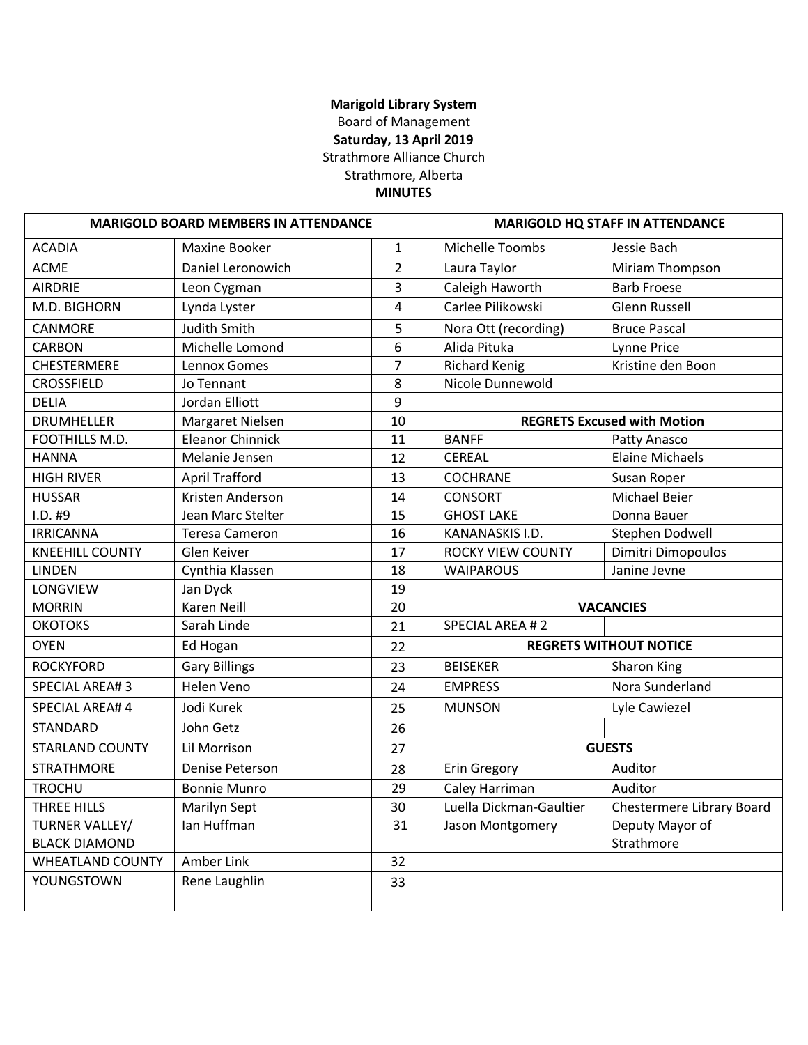**Marigold Library System**
Board of Management
**Saturday, 13 April 2019**
Strathmore Alliance Church
Strathmore, Alberta
**MINUTES**

| MARIGOLD BOARD MEMBERS IN ATTENDANCE | | | MARIGOLD HQ STAFF IN ATTENDANCE | |
|---|---|---|---|---|
| ACADIA | Maxine Booker | 1 | Michelle Toombs | Jessie Bach |
| ACME | Daniel Leronowich | 2 | Laura Taylor | Miriam Thompson |
| AIRDRIE | Leon Cygman | 3 | Caleigh Haworth | Barb Froese |
| M.D. BIGHORN | Lynda Lyster | 4 | Carlee Pilikowski | Glenn Russell |
| CANMORE | Judith Smith | 5 | Nora Ott (recording) | Bruce Pascal |
| CARBON | Michelle Lomond | 6 | Alida Pituka | Lynne Price |
| CHESTERMERE | Lennox Gomes | 7 | Richard Kenig | Kristine den Boon |
| CROSSFIELD | Jo Tennant | 8 | Nicole Dunnewold | |
| DELIA | Jordan Elliott | 9 | | |
| DRUMHELLER | Margaret Nielsen | 10 | **REGRETS Excused with Motion** | |
| FOOTHILLS M.D. | Eleanor Chinnick | 11 | BANFF | Patty Anasco |
| HANNA | Melanie Jensen | 12 | CEREAL | Elaine Michaels |
| HIGH RIVER | April Trafford | 13 | COCHRANE | Susan Roper |
| HUSSAR | Kristen Anderson | 14 | CONSORT | Michael Beier |
| I.D. #9 | Jean Marc Stelter | 15 | GHOST LAKE | Donna Bauer |
| IRRICANNA | Teresa Cameron | 16 | KANANASKIS I.D. | Stephen Dodwell |
| KNEEHILL COUNTY | Glen Keiver | 17 | ROCKY VIEW COUNTY | Dimitri Dimopoulos |
| LINDEN | Cynthia Klassen | 18 | WAIPAROUS | Janine Jevne |
| LONGVIEW | Jan Dyck | 19 | | |
| MORRIN | Karen Neill | 20 | **VACANCIES** | |
| OKOTOKS | Sarah Linde | 21 | SPECIAL AREA # 2 | |
| OYEN | Ed Hogan | 22 | **REGRETS WITHOUT NOTICE** | |
| ROCKYFORD | Gary Billings | 23 | BEISEKER | Sharon King |
| SPECIAL AREA# 3 | Helen Veno | 24 | EMPRESS | Nora Sunderland |
| SPECIAL AREA# 4 | Jodi Kurek | 25 | MUNSON | Lyle Cawiezel |
| STANDARD | John Getz | 26 | | |
| STARLAND COUNTY | Lil Morrison | 27 | **GUESTS** | |
| STRATHMORE | Denise Peterson | 28 | Erin Gregory | Auditor |
| TROCHU | Bonnie Munro | 29 | Caley Harriman | Auditor |
| THREE HILLS | Marilyn Sept | 30 | Luella Dickman-Gaultier | Chestermere Library Board |
| TURNER VALLEY/ BLACK DIAMOND | Ian Huffman | 31 | Jason Montgomery | Deputy Mayor of Strathmore |
| WHEATLAND COUNTY | Amber Link | 32 | | |
| YOUNGSTOWN | Rene Laughlin | 33 | | |
| | | | | |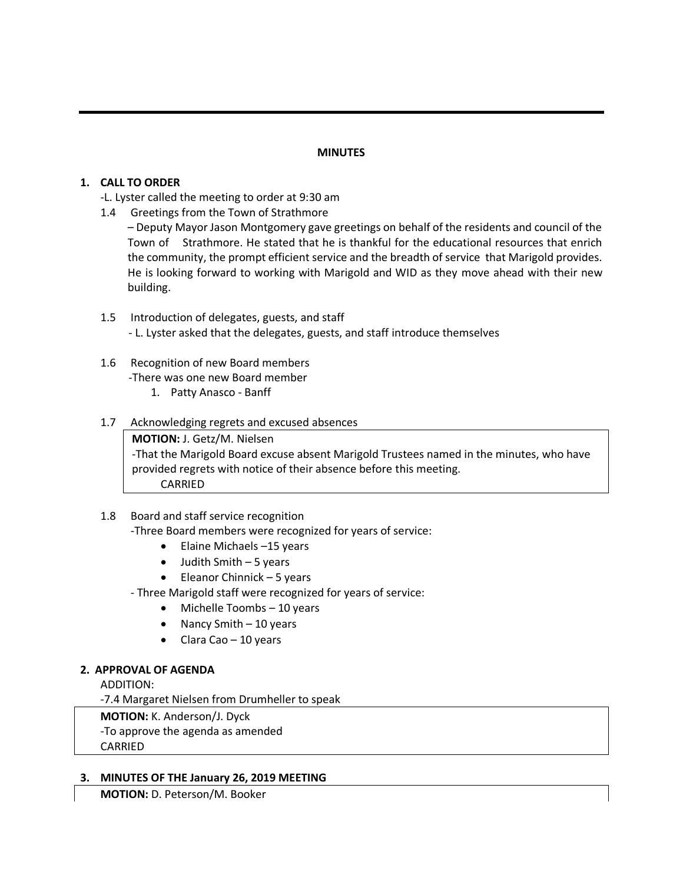---

**MINUTES**

## 1. CALL TO ORDER

-L. Lyster called the meeting to order at 9:30 am

1.4 Greetings from the Town of Strathmore

– Deputy Mayor Jason Montgomery gave greetings on behalf of the residents and council of the Town of Strathmore. He stated that he is thankful for the educational resources that enrich the community, the prompt efficient service and the breadth of service that Marigold provides. He is looking forward to working with Marigold and WID as they move ahead with their new building.

1.5 Introduction of delegates, guests, and staff

- L. Lyster asked that the delegates, guests, and staff introduce themselves

1.6 Recognition of new Board members

-There was one new Board member

1. Patty Anasco - Banff

1.7 Acknowledging regrets and excused absences

> **MOTION:** J. Getz/M. Nielsen
> -That the Marigold Board excuse absent Marigold Trustees named in the minutes, who have provided regrets with notice of their absence before this meeting.
> CARRIED

1.8 Board and staff service recognition

-Three Board members were recognized for years of service:

- Elaine Michaels –15 years
- Judith Smith – 5 years
- Eleanor Chinnick – 5 years

- Three Marigold staff were recognized for years of service:

- Michelle Toombs – 10 years
- Nancy Smith – 10 years
- Clara Cao – 10 years

## 2. APPROVAL OF AGENDA

ADDITION:

-7.4 Margaret Nielsen from Drumheller to speak

> **MOTION:** K. Anderson/J. Dyck
> -To approve the agenda as amended
> CARRIED

## 3. MINUTES OF THE January 26, 2019 MEETING

> **MOTION:** D. Peterson/M. Booker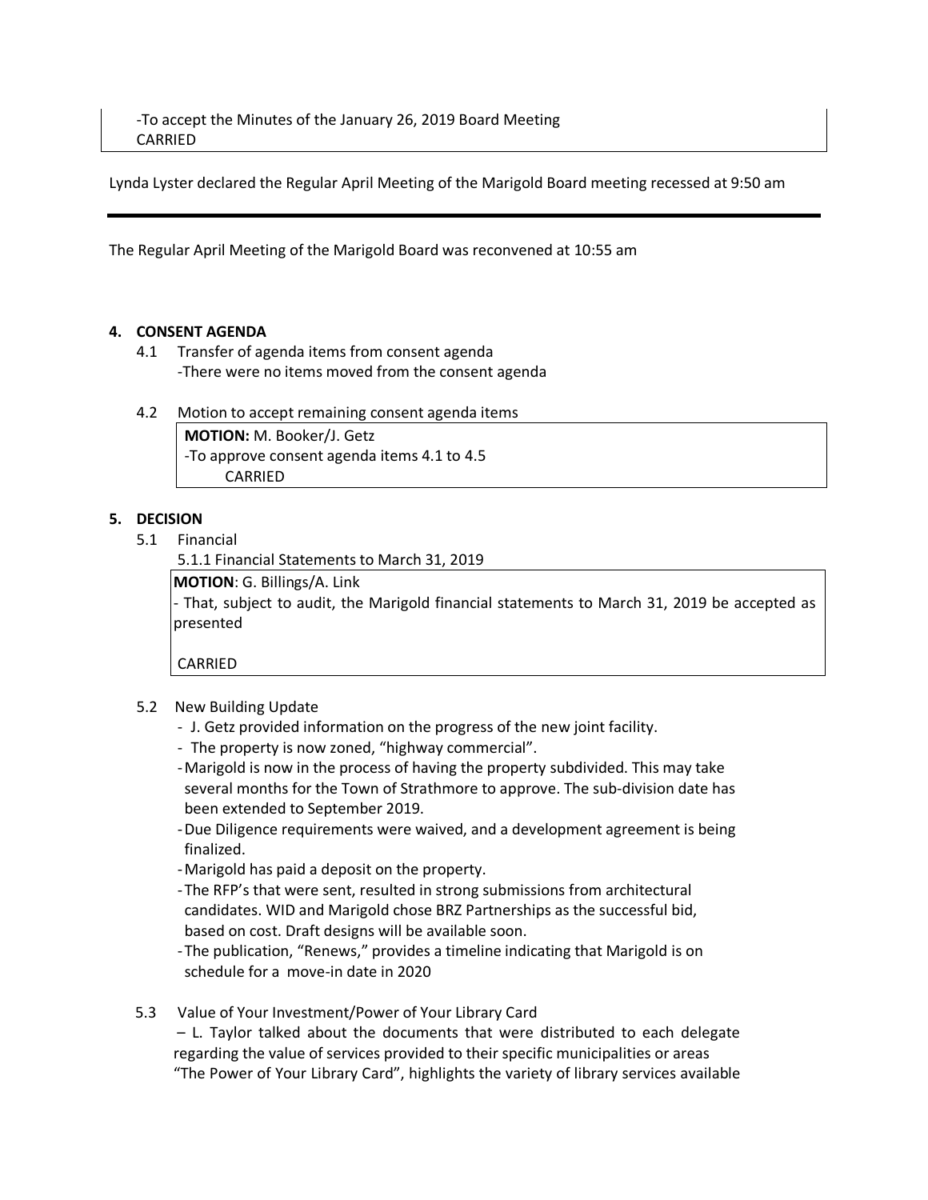-To accept the Minutes of the January 26, 2019 Board Meeting
CARRIED

Lynda Lyster declared the Regular April Meeting of the Marigold Board meeting recessed at 9:50 am

---

The Regular April Meeting of the Marigold Board was reconvened at 10:55 am

**4. CONSENT AGENDA**

4.1 Transfer of agenda items from consent agenda
-There were no items moved from the consent agenda

4.2 Motion to accept remaining consent agenda items

**MOTION:** M. Booker/J. Getz
-To approve consent agenda items 4.1 to 4.5
CARRIED

**5. DECISION**

5.1 Financial

5.1.1 Financial Statements to March 31, 2019

**MOTION**: G. Billings/A. Link
- That, subject to audit, the Marigold financial statements to March 31, 2019 be accepted as presented

CARRIED

5.2 New Building Update

- J. Getz provided information on the progress of the new joint facility.
- The property is now zoned, "highway commercial".
- Marigold is now in the process of having the property subdivided. This may take several months for the Town of Strathmore to approve. The sub-division date has been extended to September 2019.
- Due Diligence requirements were waived, and a development agreement is being finalized.
- Marigold has paid a deposit on the property.
- The RFP's that were sent, resulted in strong submissions from architectural candidates. WID and Marigold chose BRZ Partnerships as the successful bid, based on cost. Draft designs will be available soon.
- The publication, "Renews," provides a timeline indicating that Marigold is on schedule for a move-in date in 2020

5.3 Value of Your Investment/Power of Your Library Card

– L. Taylor talked about the documents that were distributed to each delegate regarding the value of services provided to their specific municipalities or areas
"The Power of Your Library Card", highlights the variety of library services available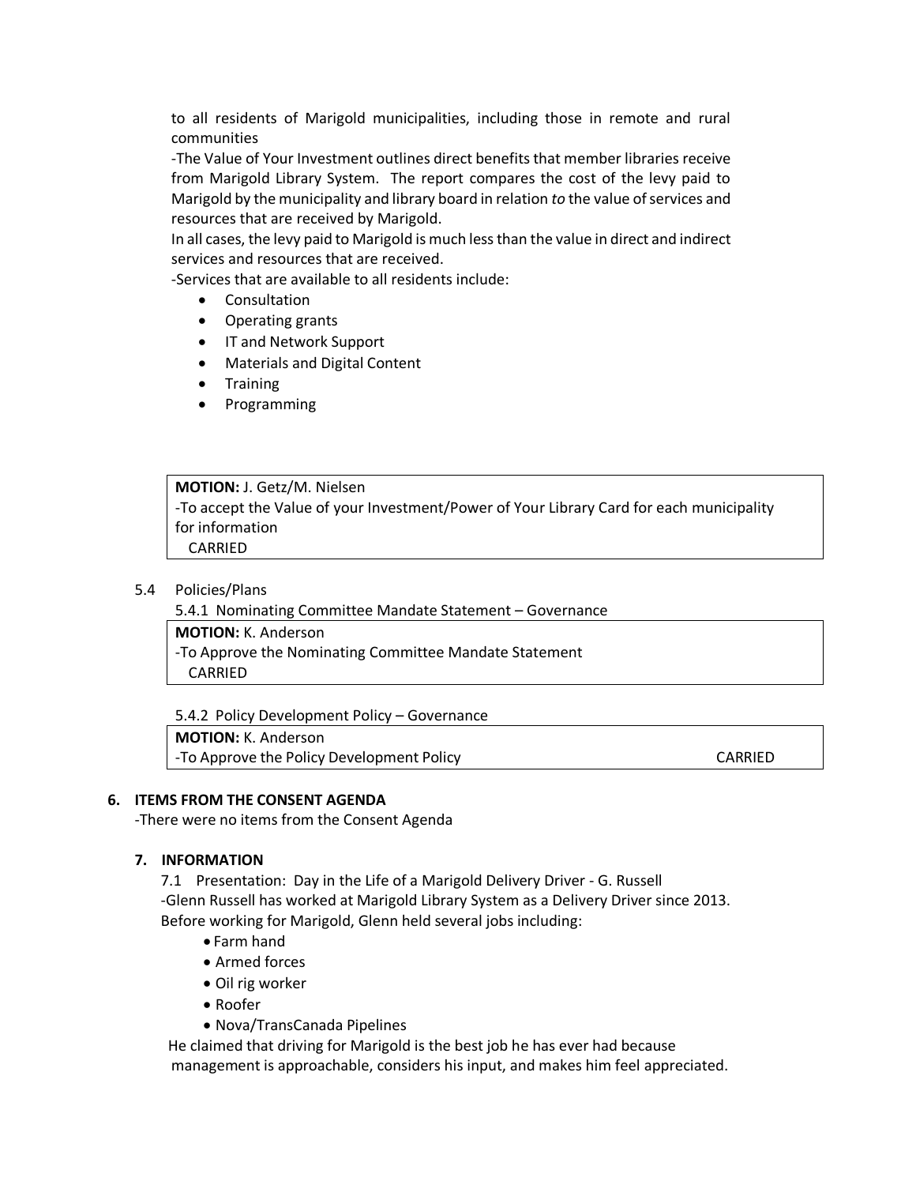to all residents of Marigold municipalities, including those in remote and rural communities

-The Value of Your Investment outlines direct benefits that member libraries receive from Marigold Library System. The report compares the cost of the levy paid to Marigold by the municipality and library board in relation *to* the value of services and resources that are received by Marigold.

In all cases, the levy paid to Marigold is much less than the value in direct and indirect services and resources that are received.

-Services that are available to all residents include:

- Consultation
- Operating grants
- IT and Network Support
- Materials and Digital Content
- Training
- Programming

**MOTION:** J. Getz/M. Nielsen
-To accept the Value of your Investment/Power of Your Library Card for each municipality for information
CARRIED

5.4 Policies/Plans

5.4.1 Nominating Committee Mandate Statement – Governance

**MOTION:** K. Anderson
-To Approve the Nominating Committee Mandate Statement
CARRIED

5.4.2 Policy Development Policy – Governance

**MOTION:** K. Anderson
-To Approve the Policy Development Policy CARRIED

## 6. ITEMS FROM THE CONSENT AGENDA

-There were no items from the Consent Agenda

## 7. INFORMATION

7.1 Presentation: Day in the Life of a Marigold Delivery Driver - G. Russell

-Glenn Russell has worked at Marigold Library System as a Delivery Driver since 2013. Before working for Marigold, Glenn held several jobs including:

- Farm hand
- Armed forces
- Oil rig worker
- Roofer
- Nova/TransCanada Pipelines

He claimed that driving for Marigold is the best job he has ever had because management is approachable, considers his input, and makes him feel appreciated.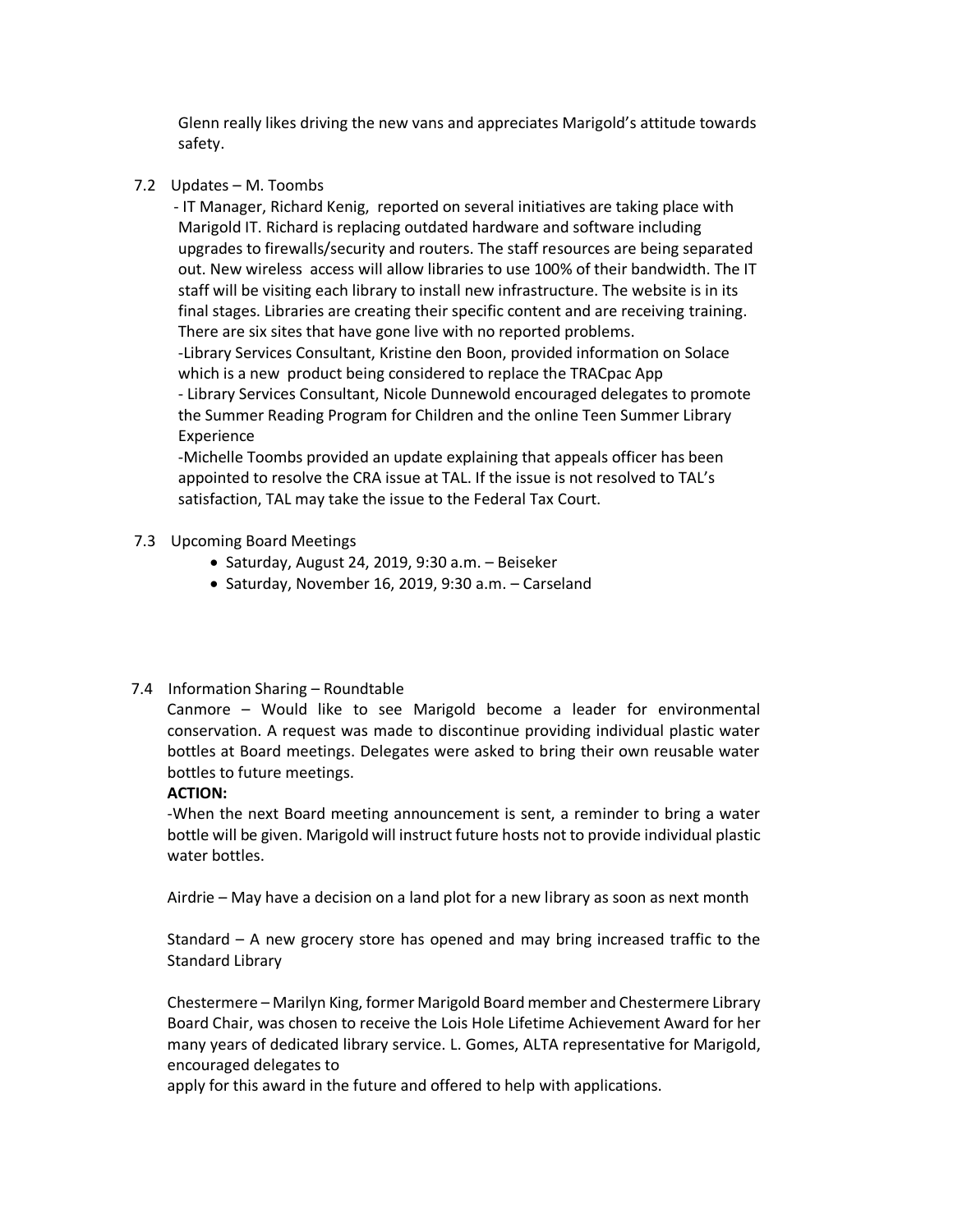Glenn really likes driving the new vans and appreciates Marigold's attitude towards safety.

7.2 Updates – M. Toombs

- IT Manager, Richard Kenig, reported on several initiatives are taking place with Marigold IT. Richard is replacing outdated hardware and software including upgrades to firewalls/security and routers. The staff resources are being separated out. New wireless access will allow libraries to use 100% of their bandwidth. The IT staff will be visiting each library to install new infrastructure. The website is in its final stages. Libraries are creating their specific content and are receiving training. There are six sites that have gone live with no reported problems.
- Library Services Consultant, Kristine den Boon, provided information on Solace which is a new product being considered to replace the TRACpac App
- Library Services Consultant, Nicole Dunnewold encouraged delegates to promote the Summer Reading Program for Children and the online Teen Summer Library Experience
- Michelle Toombs provided an update explaining that appeals officer has been appointed to resolve the CRA issue at TAL. If the issue is not resolved to TAL's satisfaction, TAL may take the issue to the Federal Tax Court.

7.3 Upcoming Board Meetings

- Saturday, August 24, 2019, 9:30 a.m. – Beiseker
- Saturday, November 16, 2019, 9:30 a.m. – Carseland

7.4 Information Sharing – Roundtable

Canmore – Would like to see Marigold become a leader for environmental conservation. A request was made to discontinue providing individual plastic water bottles at Board meetings. Delegates were asked to bring their own reusable water bottles to future meetings.

**ACTION:**

-When the next Board meeting announcement is sent, a reminder to bring a water bottle will be given. Marigold will instruct future hosts not to provide individual plastic water bottles.

Airdrie – May have a decision on a land plot for a new library as soon as next month

Standard – A new grocery store has opened and may bring increased traffic to the Standard Library

Chestermere – Marilyn King, former Marigold Board member and Chestermere Library Board Chair, was chosen to receive the Lois Hole Lifetime Achievement Award for her many years of dedicated library service. L. Gomes, ALTA representative for Marigold, encouraged delegates to apply for this award in the future and offered to help with applications.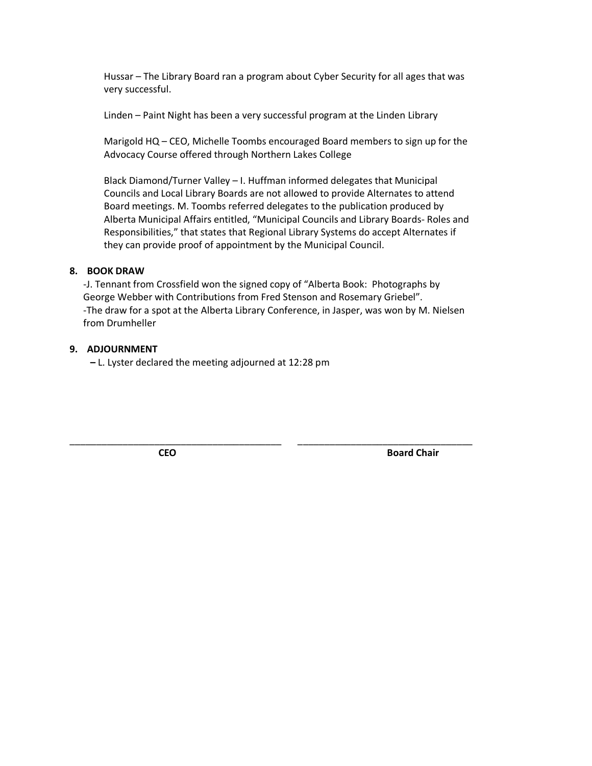Hussar – The Library Board ran a program about Cyber Security for all ages that was very successful.

Linden – Paint Night has been a very successful program at the Linden Library

Marigold HQ – CEO, Michelle Toombs encouraged Board members to sign up for the Advocacy Course offered through Northern Lakes College

Black Diamond/Turner Valley – I. Huffman informed delegates that Municipal Councils and Local Library Boards are not allowed to provide Alternates to attend Board meetings. M. Toombs referred delegates to the publication produced by Alberta Municipal Affairs entitled, "Municipal Councils and Library Boards- Roles and Responsibilities," that states that Regional Library Systems do accept Alternates if they can provide proof of appointment by the Municipal Council.

**8. BOOK DRAW**

-J. Tennant from Crossfield won the signed copy of "Alberta Book: Photographs by George Webber with Contributions from Fred Stenson and Rosemary Griebel".
-The draw for a spot at the Alberta Library Conference, in Jasper, was won by M. Nielsen from Drumheller

**9. ADJOURNMENT**

**–** L. Lyster declared the meeting adjourned at 12:28 pm

_________________________________________ _________________________________

**CEO** **Board Chair**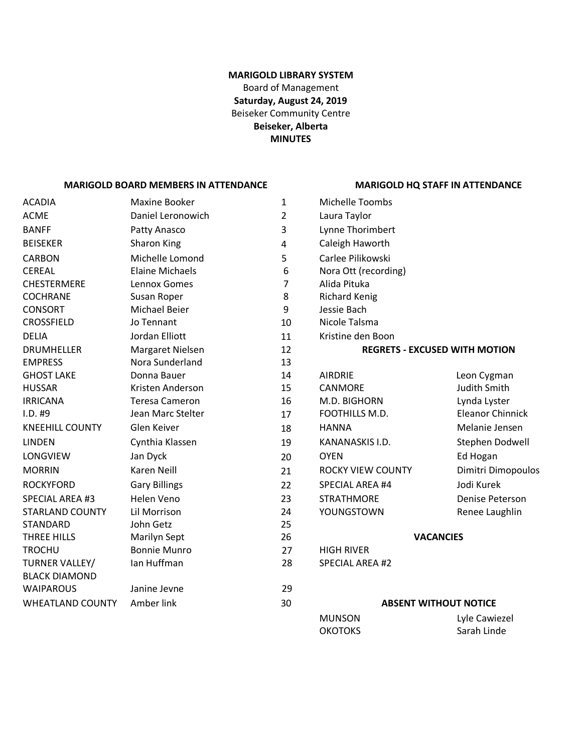**MARIGOLD LIBRARY SYSTEM**
Board of Management
**Saturday, August 24, 2019**
Beiseker Community Centre
**Beiseker, Alberta**
**MINUTES**

**MARIGOLD BOARD MEMBERS IN ATTENDANCE**

| | | |
|---|---|---|
| ACADIA | Maxine Booker | 1 |
| ACME | Daniel Leronowich | 2 |
| BANFF | Patty Anasco | 3 |
| BEISEKER | Sharon King | 4 |
| CARBON | Michelle Lomond | 5 |
| CEREAL | Elaine Michaels | 6 |
| CHESTERMERE | Lennox Gomes | 7 |
| COCHRANE | Susan Roper | 8 |
| CONSORT | Michael Beier | 9 |
| CROSSFIELD | Jo Tennant | 10 |
| DELIA | Jordan Elliott | 11 |
| DRUMHELLER | Margaret Nielsen | 12 |
| EMPRESS | Nora Sunderland | 13 |
| GHOST LAKE | Donna Bauer | 14 |
| HUSSAR | Kristen Anderson | 15 |
| IRRICANA | Teresa Cameron | 16 |
| I.D. #9 | Jean Marc Stelter | 17 |
| KNEEHILL COUNTY | Glen Keiver | 18 |
| LINDEN | Cynthia Klassen | 19 |
| LONGVIEW | Jan Dyck | 20 |
| MORRIN | Karen Neill | 21 |
| ROCKYFORD | Gary Billings | 22 |
| SPECIAL AREA #3 | Helen Veno | 23 |
| STARLAND COUNTY | Lil Morrison | 24 |
| STANDARD | John Getz | 25 |
| THREE HILLS | Marilyn Sept | 26 |
| TROCHU | Bonnie Munro | 27 |
| TURNER VALLEY/ BLACK DIAMOND | Ian Huffman | 28 |
| WAIPAROUS | Janine Jevne | 29 |
| WHEATLAND COUNTY | Amber link | 30 |

**MARIGOLD HQ STAFF IN ATTENDANCE**

Michelle Toombs
Laura Taylor
Lynne Thorimbert
Caleigh Haworth
Carlee Pilikowski
Nora Ott (recording)
Alida Pituka
Richard Kenig
Jessie Bach
Nicole Talsma
Kristine den Boon

**REGRETS - EXCUSED WITH MOTION**

| | |
|---|---|
| AIRDRIE | Leon Cygman |
| CANMORE | Judith Smith |
| M.D. BIGHORN | Lynda Lyster |
| FOOTHILLS M.D. | Eleanor Chinnick |
| HANNA | Melanie Jensen |
| KANANASKIS I.D. | Stephen Dodwell |
| OYEN | Ed Hogan |
| ROCKY VIEW COUNTY | Dimitri Dimopoulos |
| SPECIAL AREA #4 | Jodi Kurek |
| STRATHMORE | Denise Peterson |
| YOUNGSTOWN | Renee Laughlin |

**VACANCIES**

HIGH RIVER
SPECIAL AREA #2

**ABSENT WITHOUT NOTICE**

| | |
|---|---|
| MUNSON | Lyle Cawiezel |
| OKOTOKS | Sarah Linde |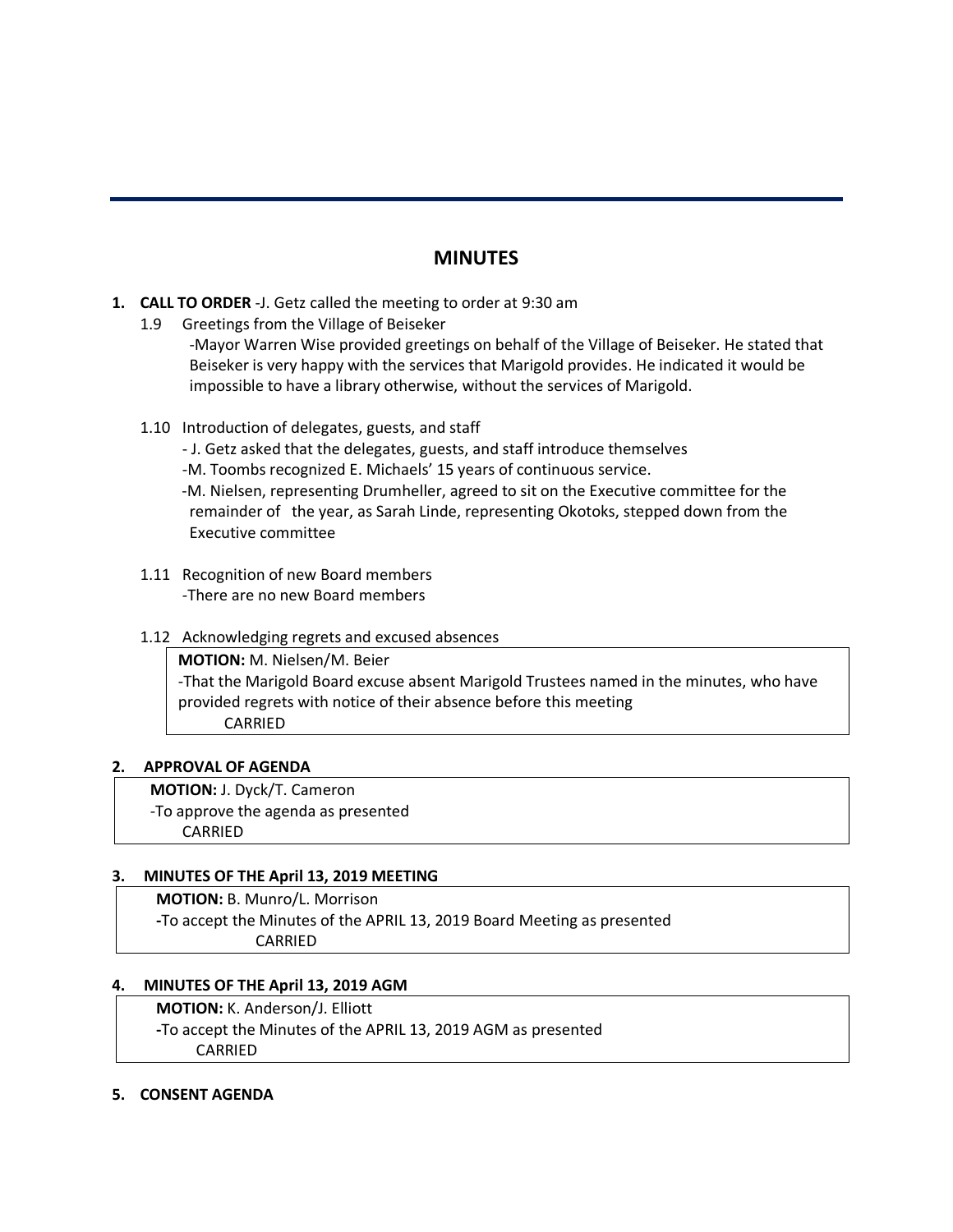## MINUTES

1. **CALL TO ORDER** -J. Getz called the meeting to order at 9:30 am

   1.9 Greetings from the Village of Beiseker

   -Mayor Warren Wise provided greetings on behalf of the Village of Beiseker. He stated that Beiseker is very happy with the services that Marigold provides. He indicated it would be impossible to have a library otherwise, without the services of Marigold.

   1.10 Introduction of delegates, guests, and staff

   - J. Getz asked that the delegates, guests, and staff introduce themselves
   - M. Toombs recognized E. Michaels' 15 years of continuous service.
   - M. Nielsen, representing Drumheller, agreed to sit on the Executive committee for the remainder of the year, as Sarah Linde, representing Okotoks, stepped down from the Executive committee

   1.11 Recognition of new Board members

   -There are no new Board members

   1.12 Acknowledging regrets and excused absences

   **MOTION:** M. Nielsen/M. Beier
   -That the Marigold Board excuse absent Marigold Trustees named in the minutes, who have provided regrets with notice of their absence before this meeting
   CARRIED

2. **APPROVAL OF AGENDA**

   **MOTION:** J. Dyck/T. Cameron
   -To approve the agenda as presented
   CARRIED

3. **MINUTES OF THE April 13, 2019 MEETING**

   **MOTION:** B. Munro/L. Morrison
   -To accept the Minutes of the APRIL 13, 2019 Board Meeting as presented
   CARRIED

4. **MINUTES OF THE April 13, 2019 AGM**

   **MOTION:** K. Anderson/J. Elliott
   -To accept the Minutes of the APRIL 13, 2019 AGM as presented
   CARRIED

5. **CONSENT AGENDA**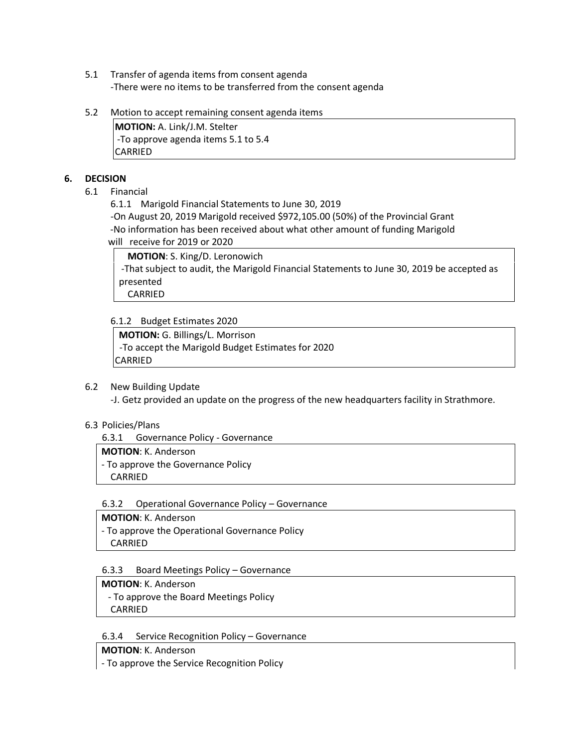5.1 Transfer of agenda items from consent agenda

-There were no items to be transferred from the consent agenda

5.2 Motion to accept remaining consent agenda items

> **MOTION:** A. Link/J.M. Stelter
> -To approve agenda items 5.1 to 5.4
> CARRIED

## 6. DECISION

6.1 Financial

6.1.1 Marigold Financial Statements to June 30, 2019

-On August 20, 2019 Marigold received $972,105.00 (50%) of the Provincial Grant

-No information has been received about what other amount of funding Marigold will receive for 2019 or 2020

> **MOTION**: S. King/D. Leronowich
> -That subject to audit, the Marigold Financial Statements to June 30, 2019 be accepted as presented
> CARRIED

6.1.2 Budget Estimates 2020

> **MOTION:** G. Billings/L. Morrison
> -To accept the Marigold Budget Estimates for 2020
> CARRIED

6.2 New Building Update

-J. Getz provided an update on the progress of the new headquarters facility in Strathmore.

6.3 Policies/Plans

6.3.1 Governance Policy - Governance

> **MOTION**: K. Anderson
> - To approve the Governance Policy
> CARRIED

6.3.2 Operational Governance Policy – Governance

> **MOTION**: K. Anderson
> - To approve the Operational Governance Policy
> CARRIED

6.3.3 Board Meetings Policy – Governance

> **MOTION**: K. Anderson
> - To approve the Board Meetings Policy
> CARRIED

6.3.4 Service Recognition Policy – Governance

> **MOTION**: K. Anderson
> - To approve the Service Recognition Policy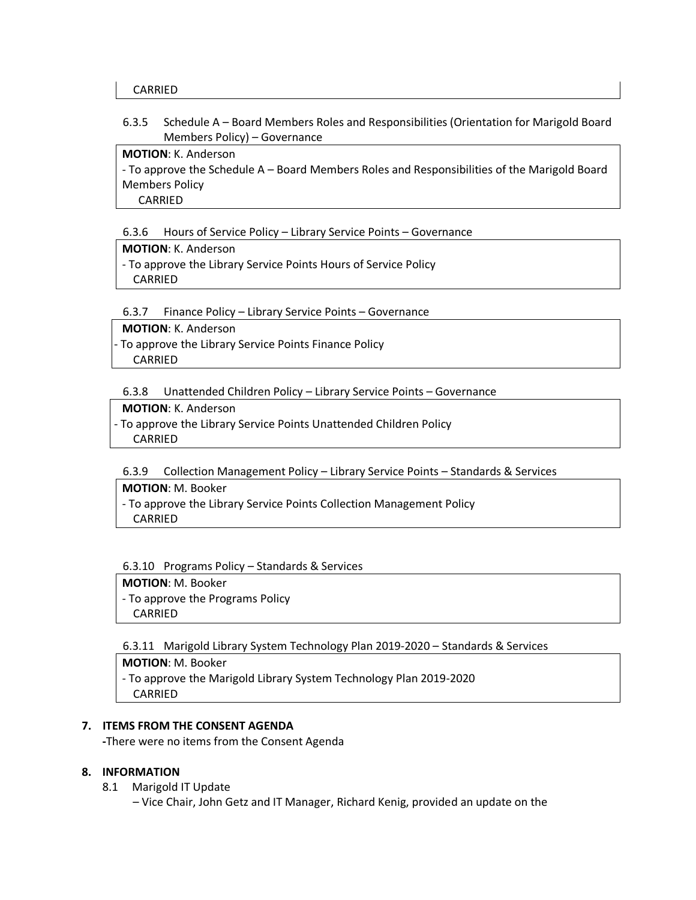CARRIED

6.3.5 Schedule A – Board Members Roles and Responsibilities (Orientation for Marigold Board Members Policy) – Governance

**MOTION**: K. Anderson
- To approve the Schedule A – Board Members Roles and Responsibilities of the Marigold Board Members Policy
  CARRIED

6.3.6 Hours of Service Policy – Library Service Points – Governance

**MOTION**: K. Anderson
- To approve the Library Service Points Hours of Service Policy
  CARRIED

6.3.7 Finance Policy – Library Service Points – Governance

**MOTION**: K. Anderson
- To approve the Library Service Points Finance Policy
  CARRIED

6.3.8 Unattended Children Policy – Library Service Points – Governance

**MOTION**: K. Anderson
- To approve the Library Service Points Unattended Children Policy
  CARRIED

6.3.9 Collection Management Policy – Library Service Points – Standards & Services

**MOTION**: M. Booker
- To approve the Library Service Points Collection Management Policy
  CARRIED

6.3.10 Programs Policy – Standards & Services

**MOTION**: M. Booker
- To approve the Programs Policy
  CARRIED

6.3.11 Marigold Library System Technology Plan 2019-2020 – Standards & Services

**MOTION**: M. Booker
- To approve the Marigold Library System Technology Plan 2019-2020
  CARRIED

**7. ITEMS FROM THE CONSENT AGENDA**

-There were no items from the Consent Agenda

**8. INFORMATION**

8.1 Marigold IT Update
– Vice Chair, John Getz and IT Manager, Richard Kenig, provided an update on the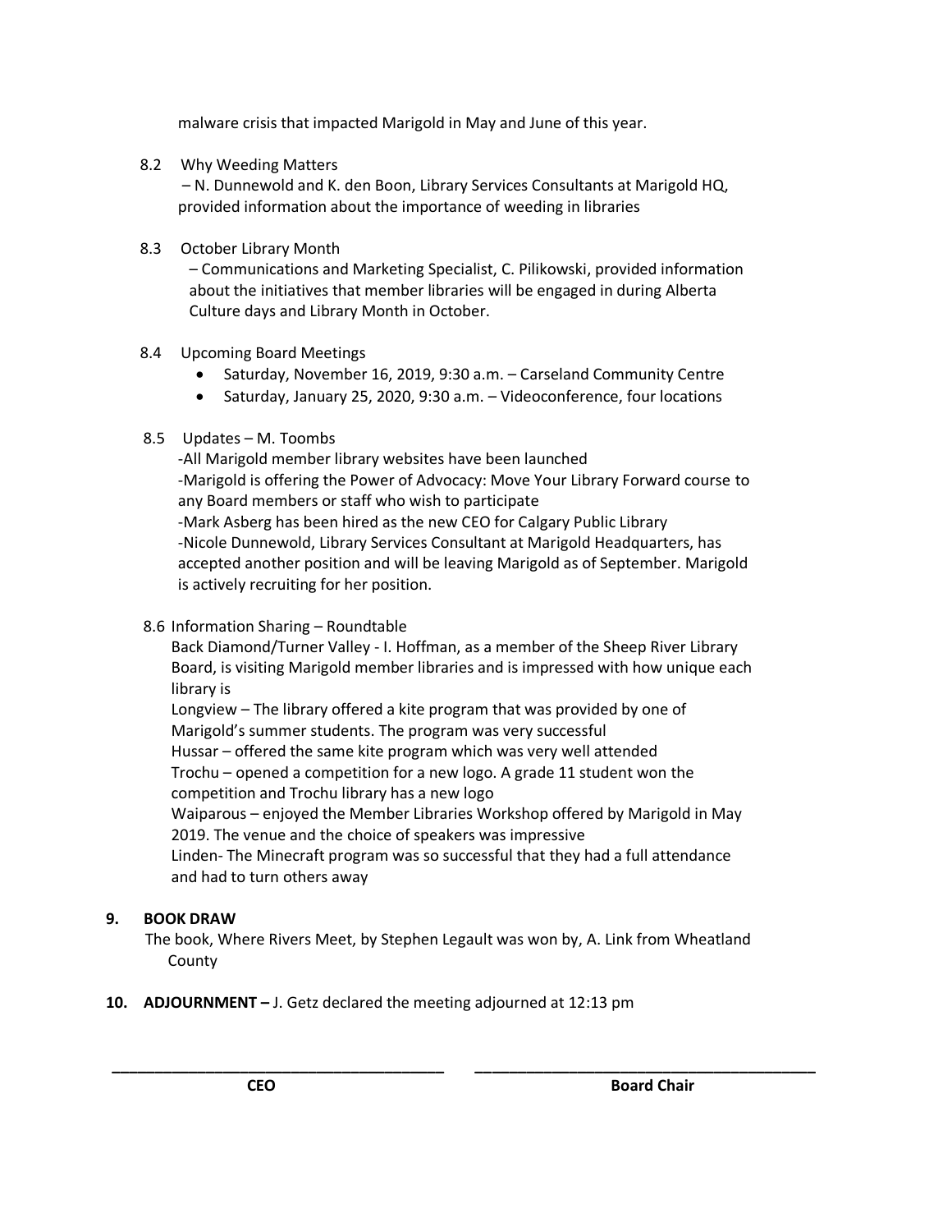malware crisis that impacted Marigold in May and June of this year.

8.2 Why Weeding Matters
– N. Dunnewold and K. den Boon, Library Services Consultants at Marigold HQ, provided information about the importance of weeding in libraries

8.3 October Library Month
– Communications and Marketing Specialist, C. Pilikowski, provided information about the initiatives that member libraries will be engaged in during Alberta Culture days and Library Month in October.

8.4 Upcoming Board Meetings
- Saturday, November 16, 2019, 9:30 a.m. – Carseland Community Centre
- Saturday, January 25, 2020, 9:30 a.m. – Videoconference, four locations

8.5 Updates – M. Toombs
-All Marigold member library websites have been launched
-Marigold is offering the Power of Advocacy: Move Your Library Forward course to any Board members or staff who wish to participate
-Mark Asberg has been hired as the new CEO for Calgary Public Library
-Nicole Dunnewold, Library Services Consultant at Marigold Headquarters, has accepted another position and will be leaving Marigold as of September. Marigold is actively recruiting for her position.

8.6 Information Sharing – Roundtable
Back Diamond/Turner Valley - I. Hoffman, as a member of the Sheep River Library Board, is visiting Marigold member libraries and is impressed with how unique each library is
Longview – The library offered a kite program that was provided by one of Marigold's summer students. The program was very successful
Hussar – offered the same kite program which was very well attended
Trochu – opened a competition for a new logo. A grade 11 student won the competition and Trochu library has a new logo
Waiparous – enjoyed the Member Libraries Workshop offered by Marigold in May 2019. The venue and the choice of speakers was impressive
Linden- The Minecraft program was so successful that they had a full attendance and had to turn others away

**9. BOOK DRAW**

The book, Where Rivers Meet, by Stephen Legault was won by, A. Link from Wheatland County

**10. ADJOURNMENT –** J. Getz declared the meeting adjourned at 12:13 pm

| \_\_\_\_\_\_\_\_\_\_\_\_\_\_\_\_\_\_\_\_ | \_\_\_\_\_\_\_\_\_\_\_\_\_\_\_\_\_\_\_\_ |
|---|---|
| **CEO** | **Board Chair** |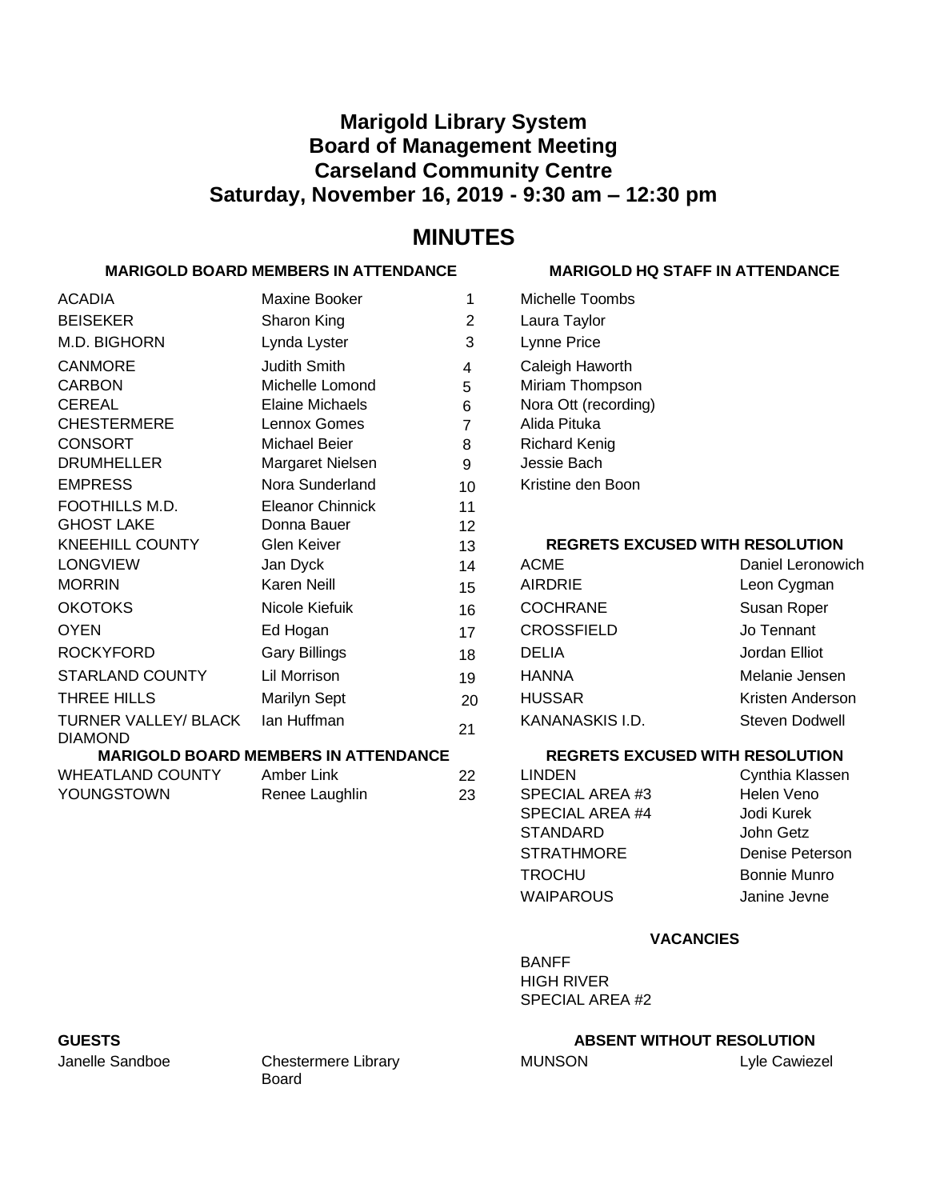# Marigold Library System
# Board of Management Meeting
# Carseland Community Centre
# Saturday, November 16, 2019 - 9:30 am – 12:30 pm

## MINUTES

**MARIGOLD BOARD MEMBERS IN ATTENDANCE**

| Municipality | Name | # |
|---|---|---|
| ACADIA | Maxine Booker | 1 |
| BEISEKER | Sharon King | 2 |
| M.D. BIGHORN | Lynda Lyster | 3 |
| CANMORE | Judith Smith | 4 |
| CARBON | Michelle Lomond | 5 |
| CEREAL | Elaine Michaels | 6 |
| CHESTERMERE | Lennox Gomes | 7 |
| CONSORT | Michael Beier | 8 |
| DRUMHELLER | Margaret Nielsen | 9 |
| EMPRESS | Nora Sunderland | 10 |
| FOOTHILLS M.D. | Eleanor Chinnick | 11 |
| GHOST LAKE | Donna Bauer | 12 |
| KNEEHILL COUNTY | Glen Keiver | 13 |
| LONGVIEW | Jan Dyck | 14 |
| MORRIN | Karen Neill | 15 |
| OKOTOKS | Nicole Kiefuik | 16 |
| OYEN | Ed Hogan | 17 |
| ROCKYFORD | Gary Billings | 18 |
| STARLAND COUNTY | Lil Morrison | 19 |
| THREE HILLS | Marilyn Sept | 20 |
| TURNER VALLEY/ BLACK DIAMOND | Ian Huffman | 21 |
| WHEATLAND COUNTY | Amber Link | 22 |
| YOUNGSTOWN | Renee Laughlin | 23 |

**MARIGOLD HQ STAFF IN ATTENDANCE**

- Michelle Toombs
- Laura Taylor
- Lynne Price
- Caleigh Haworth
- Miriam Thompson
- Nora Ott (recording)
- Alida Pituka
- Richard Kenig
- Jessie Bach
- Kristine den Boon

**REGRETS EXCUSED WITH RESOLUTION**

| Municipality | Name |
|---|---|
| ACME | Daniel Leronowich |
| AIRDRIE | Leon Cygman |
| COCHRANE | Susan Roper |
| CROSSFIELD | Jo Tennant |
| DELIA | Jordan Elliot |
| HANNA | Melanie Jensen |
| HUSSAR | Kristen Anderson |
| KANANASKIS I.D. | Steven Dodwell |
| LINDEN | Cynthia Klassen |
| SPECIAL AREA #3 | Helen Veno |
| SPECIAL AREA #4 | Jodi Kurek |
| STANDARD | John Getz |
| STRATHMORE | Denise Peterson |
| TROCHU | Bonnie Munro |
| WAIPAROUS | Janine Jevne |

**VACANCIES**

- BANFF
- HIGH RIVER
- SPECIAL AREA #2

**GUESTS**

Janelle Sandboe — Chestermere Library Board

**ABSENT WITHOUT RESOLUTION**

MUNSON — Lyle Cawiezel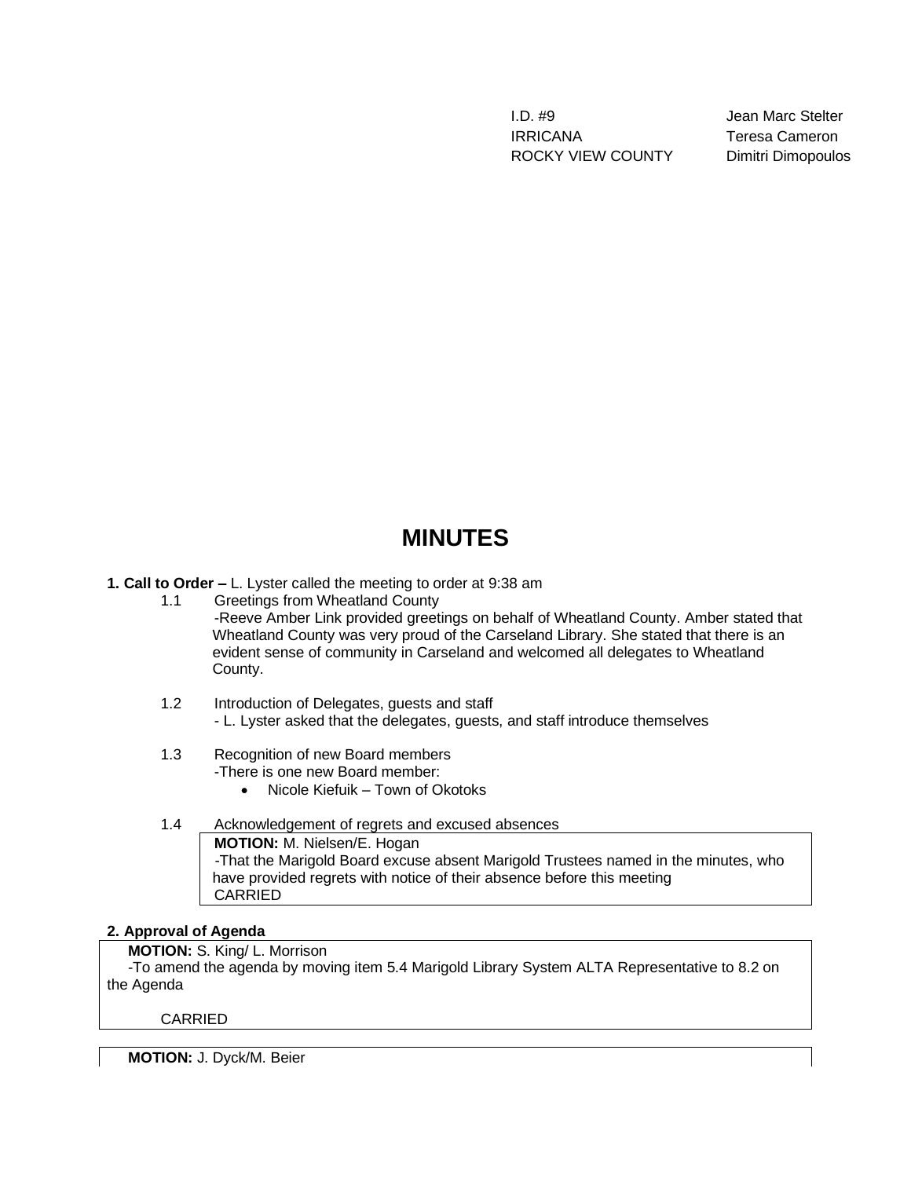| | |
|---|---|
| I.D. #9 | Jean Marc Stelter |
| IRRICANA | Teresa Cameron |
| ROCKY VIEW COUNTY | Dimitri Dimopoulos |

# MINUTES

**1. Call to Order –** L. Lyster called the meeting to order at 9:38 am

1.1 Greetings from Wheatland County

-Reeve Amber Link provided greetings on behalf of Wheatland County. Amber stated that Wheatland County was very proud of the Carseland Library. She stated that there is an evident sense of community in Carseland and welcomed all delegates to Wheatland County.

1.2 Introduction of Delegates, guests and staff

- L. Lyster asked that the delegates, guests, and staff introduce themselves

1.3 Recognition of new Board members

-There is one new Board member:

- Nicole Kiefuik – Town of Okotoks

1.4 Acknowledgement of regrets and excused absences

**MOTION:** M. Nielsen/E. Hogan
-That the Marigold Board excuse absent Marigold Trustees named in the minutes, who have provided regrets with notice of their absence before this meeting
CARRIED

**2. Approval of Agenda**

**MOTION:** S. King/ L. Morrison
-To amend the agenda by moving item 5.4 Marigold Library System ALTA Representative to 8.2 on the Agenda

CARRIED

**MOTION:** J. Dyck/M. Beier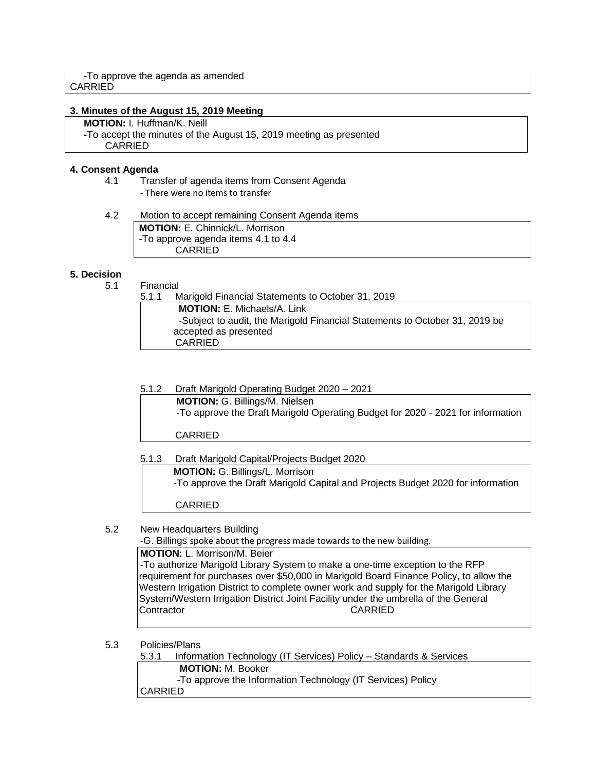-To approve the agenda as amended
CARRIED

**3. Minutes of the August 15, 2019 Meeting**

**MOTION:** I. Huffman/K. Neill
-To accept the minutes of the August 15, 2019 meeting as presented
CARRIED

**4. Consent Agenda**

4.1 Transfer of agenda items from Consent Agenda
- There were no items to transfer

4.2 Motion to accept remaining Consent Agenda items

**MOTION:** E. Chinnick/L. Morrison
-To approve agenda items 4.1 to 4.4
CARRIED

**5. Decision**

5.1 Financial

5.1.1 Marigold Financial Statements to October 31, 2019

**MOTION:** E. Michaels/A. Link
-Subject to audit, the Marigold Financial Statements to October 31, 2019 be accepted as presented
CARRIED

5.1.2 Draft Marigold Operating Budget 2020 – 2021

**MOTION:** G. Billings/M. Nielsen
-To approve the Draft Marigold Operating Budget for 2020 - 2021 for information

CARRIED

5.1.3 Draft Marigold Capital/Projects Budget 2020

**MOTION:** G. Billings/L. Morrison
-To approve the Draft Marigold Capital and Projects Budget 2020 for information

CARRIED

5.2 New Headquarters Building

-G. Billings spoke about the progress made towards to the new building.

**MOTION:** L. Morrison/M. Beier
-To authorize Marigold Library System to make a one-time exception to the RFP requirement for purchases over $50,000 in Marigold Board Finance Policy, to allow the Western Irrigation District to complete owner work and supply for the Marigold Library System/Western Irrigation District Joint Facility under the umbrella of the General Contractor CARRIED

5.3 Policies/Plans

5.3.1 Information Technology (IT Services) Policy – Standards & Services

**MOTION:** M. Booker
-To approve the Information Technology (IT Services) Policy
CARRIED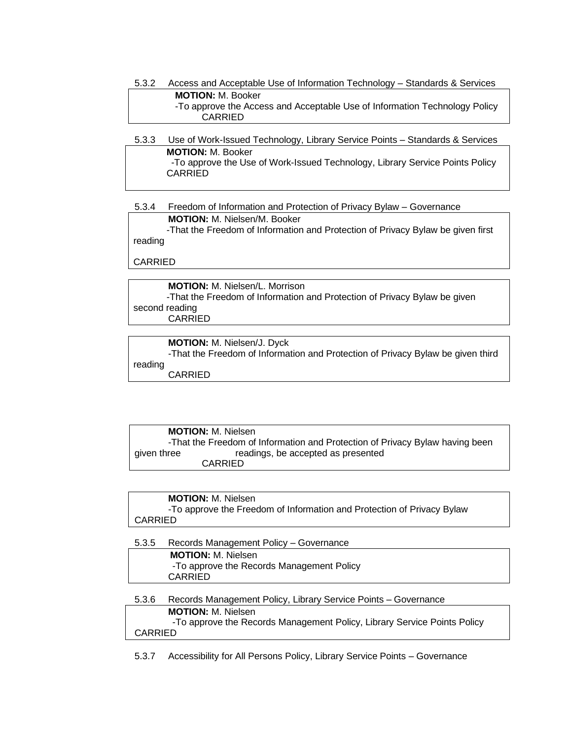5.3.2 Access and Acceptable Use of Information Technology – Standards & Services

**MOTION:** M. Booker
-To approve the Access and Acceptable Use of Information Technology Policy
CARRIED

5.3.3 Use of Work-Issued Technology, Library Service Points – Standards & Services

**MOTION:** M. Booker
-To approve the Use of Work-Issued Technology, Library Service Points Policy
CARRIED

5.3.4 Freedom of Information and Protection of Privacy Bylaw – Governance

**MOTION:** M. Nielsen/M. Booker
-That the Freedom of Information and Protection of Privacy Bylaw be given first reading

CARRIED

**MOTION:** M. Nielsen/L. Morrison
-That the Freedom of Information and Protection of Privacy Bylaw be given second reading
CARRIED

**MOTION:** M. Nielsen/J. Dyck
-That the Freedom of Information and Protection of Privacy Bylaw be given third reading
CARRIED

**MOTION:** M. Nielsen
-That the Freedom of Information and Protection of Privacy Bylaw having been given three readings, be accepted as presented
CARRIED

**MOTION:** M. Nielsen
-To approve the Freedom of Information and Protection of Privacy Bylaw
CARRIED

5.3.5 Records Management Policy – Governance

**MOTION:** M. Nielsen
-To approve the Records Management Policy
CARRIED

5.3.6 Records Management Policy, Library Service Points – Governance

**MOTION:** M. Nielsen
-To approve the Records Management Policy, Library Service Points Policy
CARRIED

5.3.7 Accessibility for All Persons Policy, Library Service Points – Governance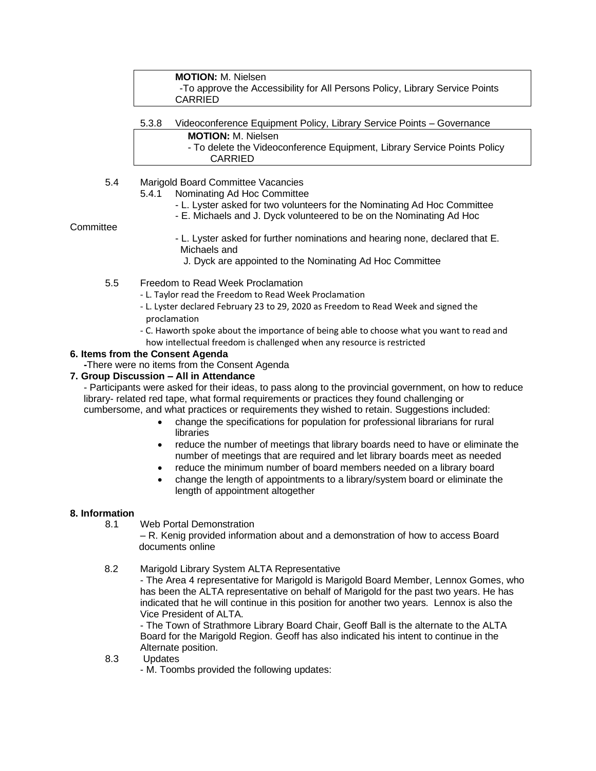> **MOTION:** M. Nielsen
> -To approve the Accessibility for All Persons Policy, Library Service Points
> CARRIED

5.3.8 Videoconference Equipment Policy, Library Service Points – Governance

> **MOTION:** M. Nielsen
> - To delete the Videoconference Equipment, Library Service Points Policy
> CARRIED

5.4 Marigold Board Committee Vacancies

5.4.1 Nominating Ad Hoc Committee

- L. Lyster asked for two volunteers for the Nominating Ad Hoc Committee
- E. Michaels and J. Dyck volunteered to be on the Nominating Ad Hoc Committee
- L. Lyster asked for further nominations and hearing none, declared that E. Michaels and J. Dyck are appointed to the Nominating Ad Hoc Committee

5.5 Freedom to Read Week Proclamation

- L. Taylor read the Freedom to Read Week Proclamation
- L. Lyster declared February 23 to 29, 2020 as Freedom to Read Week and signed the proclamation
- C. Haworth spoke about the importance of being able to choose what you want to read and how intellectual freedom is challenged when any resource is restricted

**6. Items from the Consent Agenda**

-There were no items from the Consent Agenda

**7. Group Discussion – All in Attendance**

- Participants were asked for their ideas, to pass along to the provincial government, on how to reduce library- related red tape, what formal requirements or practices they found challenging or cumbersome, and what practices or requirements they wished to retain. Suggestions included:
  - change the specifications for population for professional librarians for rural libraries
  - reduce the number of meetings that library boards need to have or eliminate the number of meetings that are required and let library boards meet as needed
  - reduce the minimum number of board members needed on a library board
  - change the length of appointments to a library/system board or eliminate the length of appointment altogether

**8. Information**

8.1 Web Portal Demonstration

– R. Kenig provided information about and a demonstration of how to access Board documents online

8.2 Marigold Library System ALTA Representative

- The Area 4 representative for Marigold is Marigold Board Member, Lennox Gomes, who has been the ALTA representative on behalf of Marigold for the past two years. He has indicated that he will continue in this position for another two years. Lennox is also the Vice President of ALTA.
- The Town of Strathmore Library Board Chair, Geoff Ball is the alternate to the ALTA Board for the Marigold Region. Geoff has also indicated his intent to continue in the Alternate position.

8.3 Updates

- M. Toombs provided the following updates: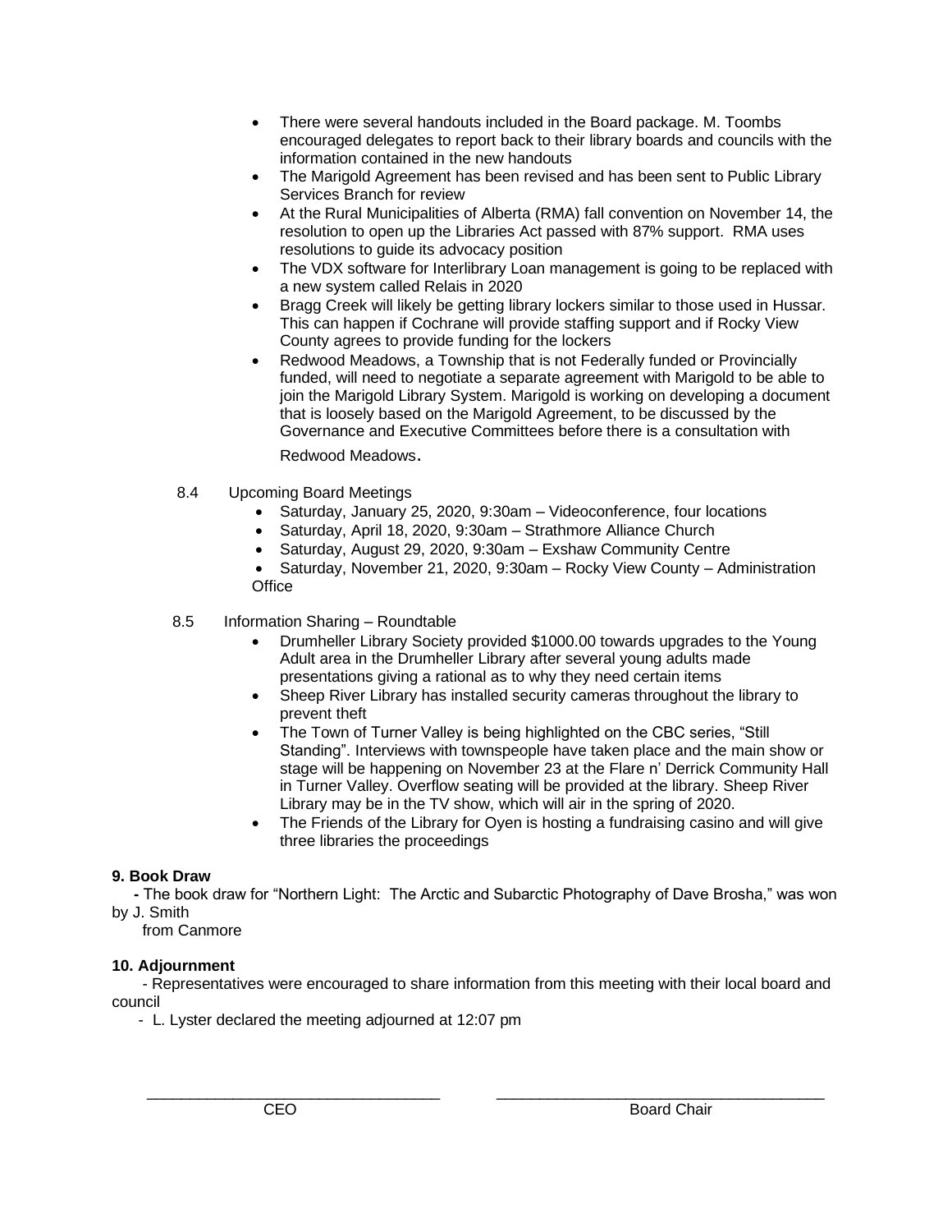- There were several handouts included in the Board package. M. Toombs encouraged delegates to report back to their library boards and councils with the information contained in the new handouts
- The Marigold Agreement has been revised and has been sent to Public Library Services Branch for review
- At the Rural Municipalities of Alberta (RMA) fall convention on November 14, the resolution to open up the Libraries Act passed with 87% support. RMA uses resolutions to guide its advocacy position
- The VDX software for Interlibrary Loan management is going to be replaced with a new system called Relais in 2020
- Bragg Creek will likely be getting library lockers similar to those used in Hussar. This can happen if Cochrane will provide staffing support and if Rocky View County agrees to provide funding for the lockers
- Redwood Meadows, a Township that is not Federally funded or Provincially funded, will need to negotiate a separate agreement with Marigold to be able to join the Marigold Library System. Marigold is working on developing a document that is loosely based on the Marigold Agreement, to be discussed by the Governance and Executive Committees before there is a consultation with Redwood Meadows.

8.4 Upcoming Board Meetings

- Saturday, January 25, 2020, 9:30am – Videoconference, four locations
- Saturday, April 18, 2020, 9:30am – Strathmore Alliance Church
- Saturday, August 29, 2020, 9:30am – Exshaw Community Centre
- Saturday, November 21, 2020, 9:30am – Rocky View County – Administration Office

8.5 Information Sharing – Roundtable

- Drumheller Library Society provided $1000.00 towards upgrades to the Young Adult area in the Drumheller Library after several young adults made presentations giving a rational as to why they need certain items
- Sheep River Library has installed security cameras throughout the library to prevent theft
- The Town of Turner Valley is being highlighted on the CBC series, "Still Standing". Interviews with townspeople have taken place and the main show or stage will be happening on November 23 at the Flare n' Derrick Community Hall in Turner Valley. Overflow seating will be provided at the library. Sheep River Library may be in the TV show, which will air in the spring of 2020.
- The Friends of the Library for Oyen is hosting a fundraising casino and will give three libraries the proceedings

**9. Book Draw**

- The book draw for "Northern Light: The Arctic and Subarctic Photography of Dave Brosha," was won by J. Smith from Canmore

**10. Adjournment**

- Representatives were encouraged to share information from this meeting with their local board and council
- L. Lyster declared the meeting adjourned at 12:07 pm

\_\_\_\_\_\_\_\_\_\_\_\_\_\_\_\_\_\_\_\_\_\_\_\_\_\_\_\_\_\_\_\_ CEO

\_\_\_\_\_\_\_\_\_\_\_\_\_\_\_\_\_\_\_\_\_\_\_\_\_\_\_\_\_\_\_\_ Board Chair